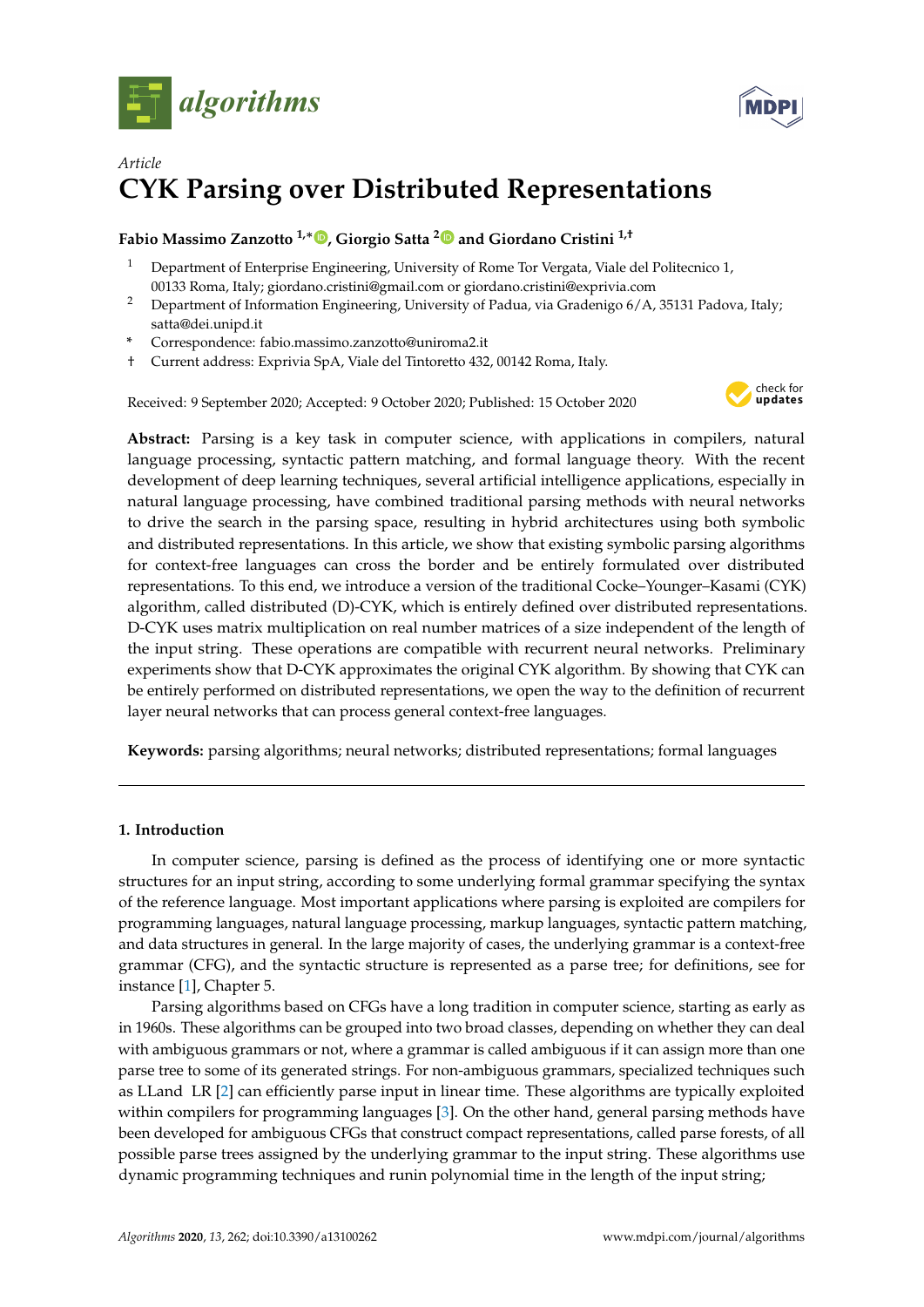*Article*

# CYK Parsing over Distributed Representations

**Fabio Massimo Zanzotto [1,*], Giorgio Satta [2] and Giordano Cristini [1,†]**

1 Department of Enterprise Engineering, University of Rome Tor Vergata, Viale del Politecnico 1, 00133 Roma, Italy; giordano.cristini@gmail.com or giordano.cristini@exprivia.com

2 Department of Information Engineering, University of Padua, via Gradenigo 6/A, 35131 Padova, Italy; satta@dei.unipd.it

\* Correspondence: fabio.massimo.zanzotto@uniroma2.it

† Current address: Exprivia SpA, Viale del Tintoretto 432, 00142 Roma, Italy.

Received: 9 September 2020; Accepted: 9 October 2020; Published: 15 October 2020

**Abstract:** Parsing is a key task in computer science, with applications in compilers, natural language processing, syntactic pattern matching, and formal language theory. With the recent development of deep learning techniques, several artificial intelligence applications, especially in natural language processing, have combined traditional parsing methods with neural networks to drive the search in the parsing space, resulting in hybrid architectures using both symbolic and distributed representations. In this article, we show that existing symbolic parsing algorithms for context-free languages can cross the border and be entirely formulated over distributed representations. To this end, we introduce a version of the traditional Cocke–Younger–Kasami (CYK) algorithm, called distributed (D)-CYK, which is entirely defined over distributed representations. D-CYK uses matrix multiplication on real number matrices of a size independent of the length of the input string. These operations are compatible with recurrent neural networks. Preliminary experiments show that D-CYK approximates the original CYK algorithm. By showing that CYK can be entirely performed on distributed representations, we open the way to the definition of recurrent layer neural networks that can process general context-free languages.

**Keywords:** parsing algorithms; neural networks; distributed representations; formal languages

## 1. Introduction

In computer science, parsing is defined as the process of identifying one or more syntactic structures for an input string, according to some underlying formal grammar specifying the syntax of the reference language. Most important applications where parsing is exploited are compilers for programming languages, natural language processing, markup languages, syntactic pattern matching, and data structures in general. In the large majority of cases, the underlying grammar is a context-free grammar (CFG), and the syntactic structure is represented as a parse tree; for definitions, see for instance [1], Chapter 5.

Parsing algorithms based on CFGs have a long tradition in computer science, starting as early as in 1960s. These algorithms can be grouped into two broad classes, depending on whether they can deal with ambiguous grammars or not, where a grammar is called ambiguous if it can assign more than one parse tree to some of its generated strings. For non-ambiguous grammars, specialized techniques such as LLand LR [2] can efficiently parse input in linear time. These algorithms are typically exploited within compilers for programming languages [3]. On the other hand, general parsing methods have been developed for ambiguous CFGs that construct compact representations, called parse forests, of all possible parse trees assigned by the underlying grammar to the input string. These algorithms use dynamic programming techniques and runin polynomial time in the length of the input string;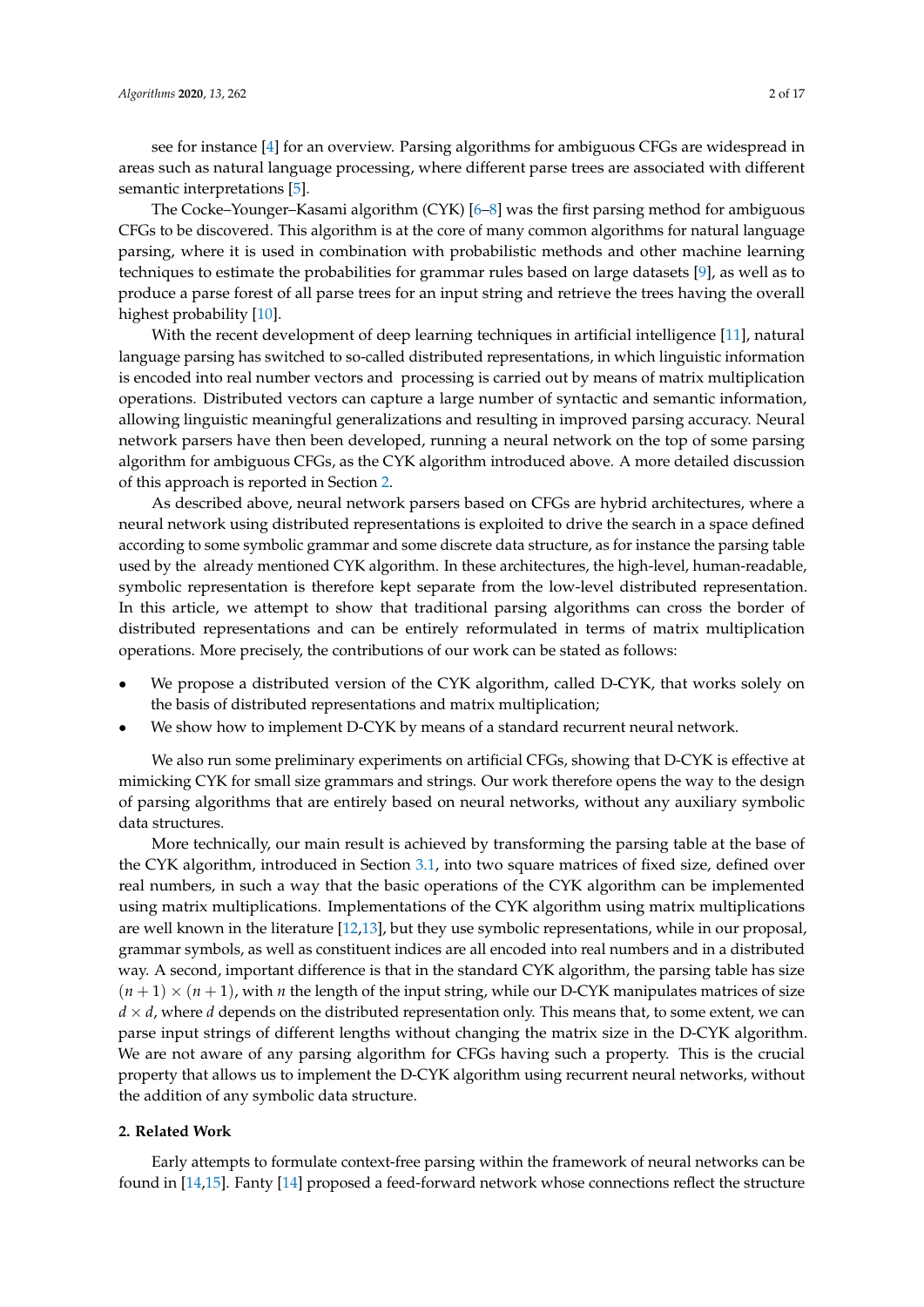see for instance [4] for an overview. Parsing algorithms for ambiguous CFGs are widespread in areas such as natural language processing, where different parse trees are associated with different semantic interpretations [5].

The Cocke–Younger–Kasami algorithm (CYK) [6–8] was the first parsing method for ambiguous CFGs to be discovered. This algorithm is at the core of many common algorithms for natural language parsing, where it is used in combination with probabilistic methods and other machine learning techniques to estimate the probabilities for grammar rules based on large datasets [9], as well as to produce a parse forest of all parse trees for an input string and retrieve the trees having the overall highest probability [10].

With the recent development of deep learning techniques in artificial intelligence [11], natural language parsing has switched to so-called distributed representations, in which linguistic information is encoded into real number vectors and processing is carried out by means of matrix multiplication operations. Distributed vectors can capture a large number of syntactic and semantic information, allowing linguistic meaningful generalizations and resulting in improved parsing accuracy. Neural network parsers have then been developed, running a neural network on the top of some parsing algorithm for ambiguous CFGs, as the CYK algorithm introduced above. A more detailed discussion of this approach is reported in Section 2.

As described above, neural network parsers based on CFGs are hybrid architectures, where a neural network using distributed representations is exploited to drive the search in a space defined according to some symbolic grammar and some discrete data structure, as for instance the parsing table used by the already mentioned CYK algorithm. In these architectures, the high-level, human-readable, symbolic representation is therefore kept separate from the low-level distributed representation. In this article, we attempt to show that traditional parsing algorithms can cross the border of distributed representations and can be entirely reformulated in terms of matrix multiplication operations. More precisely, the contributions of our work can be stated as follows:

- We propose a distributed version of the CYK algorithm, called D-CYK, that works solely on the basis of distributed representations and matrix multiplication;
- We show how to implement D-CYK by means of a standard recurrent neural network.

We also run some preliminary experiments on artificial CFGs, showing that D-CYK is effective at mimicking CYK for small size grammars and strings. Our work therefore opens the way to the design of parsing algorithms that are entirely based on neural networks, without any auxiliary symbolic data structures.

More technically, our main result is achieved by transforming the parsing table at the base of the CYK algorithm, introduced in Section 3.1, into two square matrices of fixed size, defined over real numbers, in such a way that the basic operations of the CYK algorithm can be implemented using matrix multiplications. Implementations of the CYK algorithm using matrix multiplications are well known in the literature [12,13], but they use symbolic representations, while in our proposal, grammar symbols, as well as constituent indices are all encoded into real numbers and in a distributed way. A second, important difference is that in the standard CYK algorithm, the parsing table has size $(n+1) \times (n+1)$, with $n$ the length of the input string, while our D-CYK manipulates matrices of size $d \times d$, where $d$ depends on the distributed representation only. This means that, to some extent, we can parse input strings of different lengths without changing the matrix size in the D-CYK algorithm. We are not aware of any parsing algorithm for CFGs having such a property. This is the crucial property that allows us to implement the D-CYK algorithm using recurrent neural networks, without the addition of any symbolic data structure.

## 2. Related Work

Early attempts to formulate context-free parsing within the framework of neural networks can be found in [14,15]. Fanty [14] proposed a feed-forward network whose connections reflect the structure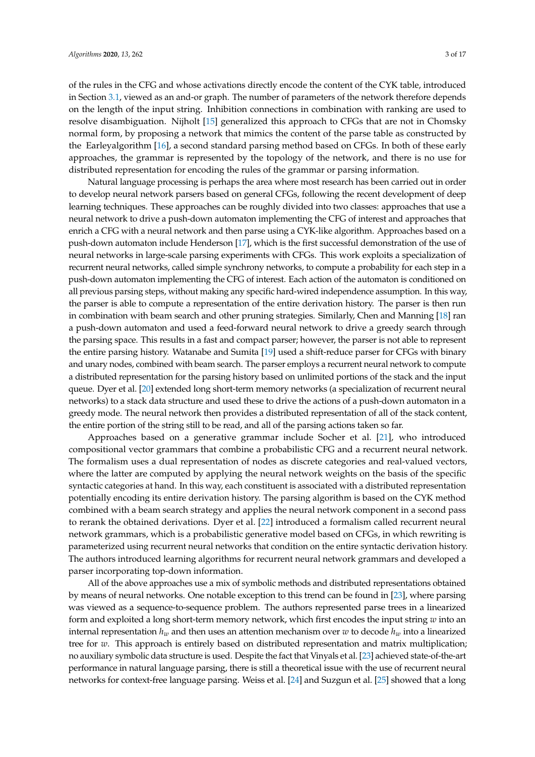of the rules in the CFG and whose activations directly encode the content of the CYK table, introduced in Section 3.1, viewed as an and-or graph. The number of parameters of the network therefore depends on the length of the input string. Inhibition connections in combination with ranking are used to resolve disambiguation. Nijholt [15] generalized this approach to CFGs that are not in Chomsky normal form, by proposing a network that mimics the content of the parse table as constructed by the Earleyalgorithm [16], a second standard parsing method based on CFGs. In both of these early approaches, the grammar is represented by the topology of the network, and there is no use for distributed representation for encoding the rules of the grammar or parsing information.

Natural language processing is perhaps the area where most research has been carried out in order to develop neural network parsers based on general CFGs, following the recent development of deep learning techniques. These approaches can be roughly divided into two classes: approaches that use a neural network to drive a push-down automaton implementing the CFG of interest and approaches that enrich a CFG with a neural network and then parse using a CYK-like algorithm. Approaches based on a push-down automaton include Henderson [17], which is the first successful demonstration of the use of neural networks in large-scale parsing experiments with CFGs. This work exploits a specialization of recurrent neural networks, called simple synchrony networks, to compute a probability for each step in a push-down automaton implementing the CFG of interest. Each action of the automaton is conditioned on all previous parsing steps, without making any specific hard-wired independence assumption. In this way, the parser is able to compute a representation of the entire derivation history. The parser is then run in combination with beam search and other pruning strategies. Similarly, Chen and Manning [18] ran a push-down automaton and used a feed-forward neural network to drive a greedy search through the parsing space. This results in a fast and compact parser; however, the parser is not able to represent the entire parsing history. Watanabe and Sumita [19] used a shift-reduce parser for CFGs with binary and unary nodes, combined with beam search. The parser employs a recurrent neural network to compute a distributed representation for the parsing history based on unlimited portions of the stack and the input queue. Dyer et al. [20] extended long short-term memory networks (a specialization of recurrent neural networks) to a stack data structure and used these to drive the actions of a push-down automaton in a greedy mode. The neural network then provides a distributed representation of all of the stack content, the entire portion of the string still to be read, and all of the parsing actions taken so far.

Approaches based on a generative grammar include Socher et al. [21], who introduced compositional vector grammars that combine a probabilistic CFG and a recurrent neural network. The formalism uses a dual representation of nodes as discrete categories and real-valued vectors, where the latter are computed by applying the neural network weights on the basis of the specific syntactic categories at hand. In this way, each constituent is associated with a distributed representation potentially encoding its entire derivation history. The parsing algorithm is based on the CYK method combined with a beam search strategy and applies the neural network component in a second pass to rerank the obtained derivations. Dyer et al. [22] introduced a formalism called recurrent neural network grammars, which is a probabilistic generative model based on CFGs, in which rewriting is parameterized using recurrent neural networks that condition on the entire syntactic derivation history. The authors introduced learning algorithms for recurrent neural network grammars and developed a parser incorporating top-down information.

All of the above approaches use a mix of symbolic methods and distributed representations obtained by means of neural networks. One notable exception to this trend can be found in [23], where parsing was viewed as a sequence-to-sequence problem. The authors represented parse trees in a linearized form and exploited a long short-term memory network, which first encodes the input string $w$ into an internal representation $h_w$ and then uses an attention mechanism over $w$ to decode $h_w$ into a linearized tree for $w$. This approach is entirely based on distributed representation and matrix multiplication; no auxiliary symbolic data structure is used. Despite the fact that Vinyals et al. [23] achieved state-of-the-art performance in natural language parsing, there is still a theoretical issue with the use of recurrent neural networks for context-free language parsing. Weiss et al. [24] and Suzgun et al. [25] showed that a long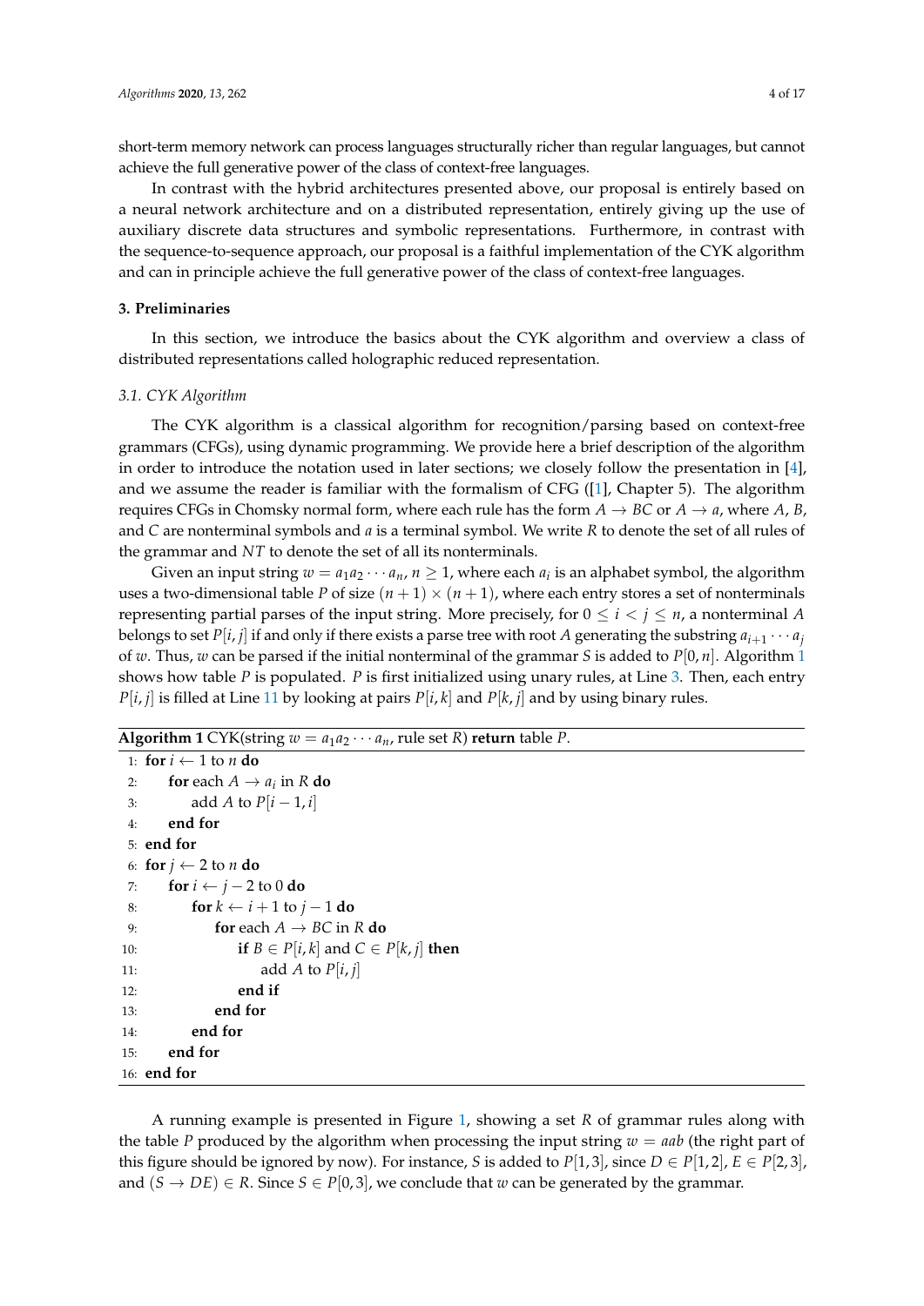short-term memory network can process languages structurally richer than regular languages, but cannot achieve the full generative power of the class of context-free languages.

In contrast with the hybrid architectures presented above, our proposal is entirely based on a neural network architecture and on a distributed representation, entirely giving up the use of auxiliary discrete data structures and symbolic representations. Furthermore, in contrast with the sequence-to-sequence approach, our proposal is a faithful implementation of the CYK algorithm and can in principle achieve the full generative power of the class of context-free languages.

## 3. Preliminaries

In this section, we introduce the basics about the CYK algorithm and overview a class of distributed representations called holographic reduced representation.

### 3.1. CYK Algorithm

The CYK algorithm is a classical algorithm for recognition/parsing based on context-free grammars (CFGs), using dynamic programming. We provide here a brief description of the algorithm in order to introduce the notation used in later sections; we closely follow the presentation in [4], and we assume the reader is familiar with the formalism of CFG ([1], Chapter 5). The algorithm requires CFGs in Chomsky normal form, where each rule has the form $A \rightarrow BC$ or $A \rightarrow a$, where $A$, $B$, and $C$ are nonterminal symbols and $a$ is a terminal symbol. We write $R$ to denote the set of all rules of the grammar and $NT$ to denote the set of all its nonterminals.

Given an input string $w = a_1 a_2 \cdots a_n$, $n \geq 1$, where each $a_i$ is an alphabet symbol, the algorithm uses a two-dimensional table $P$ of size $(n+1) \times (n+1)$, where each entry stores a set of nonterminals representing partial parses of the input string. More precisely, for $0 \leq i < j \leq n$, a nonterminal $A$ belongs to set $P[i, j]$ if and only if there exists a parse tree with root $A$ generating the substring $a_{i+1} \cdots a_j$ of $w$. Thus, $w$ can be parsed if the initial nonterminal of the grammar $S$ is added to $P[0, n]$. Algorithm 1 shows how table $P$ is populated. $P$ is first initialized using unary rules, at Line 3. Then, each entry $P[i, j]$ is filled at Line 11 by looking at pairs $P[i, k]$ and $P[k, j]$ and by using binary rules.

**Algorithm 1** CYK(string $w = a_1 a_2 \cdots a_n$, rule set $R$) **return** table $P$.

```
1:  for i ← 1 to n do
2:      for each A → a_i in R do
3:          add A to P[i − 1, i]
4:      end for
5:  end for
6:  for j ← 2 to n do
7:      for i ← j − 2 to 0 do
8:          for k ← i + 1 to j − 1 do
9:              for each A → BC in R do
10:                 if B ∈ P[i, k] and C ∈ P[k, j] then
11:                     add A to P[i, j]
12:                 end if
13:             end for
14:         end for
15:     end for
16: end for
```

A running example is presented in Figure 1, showing a set $R$ of grammar rules along with the table $P$ produced by the algorithm when processing the input string $w = aab$ (the right part of this figure should be ignored by now). For instance, $S$ is added to $P[1, 3]$, since $D \in P[1, 2]$, $E \in P[2, 3]$, and $(S \rightarrow DE) \in R$. Since $S \in P[0, 3]$, we conclude that $w$ can be generated by the grammar.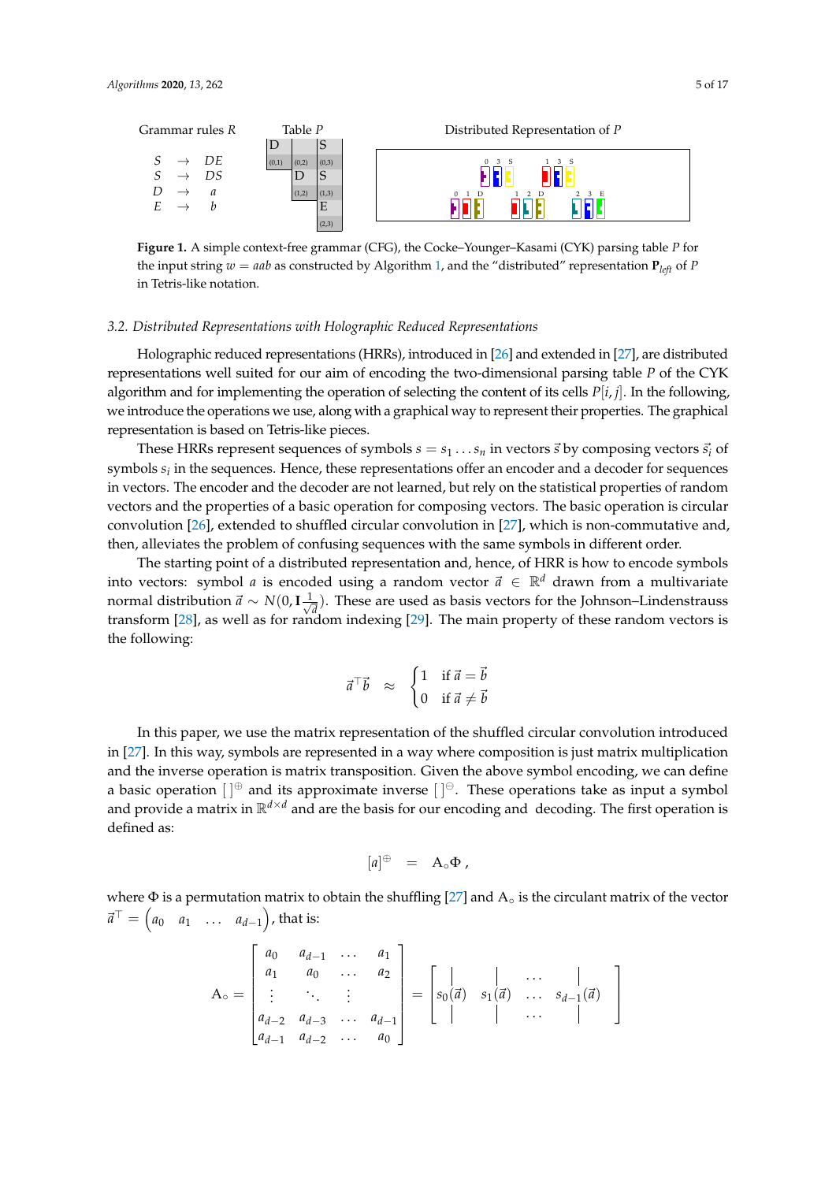Grammar rules $R$

$$
\begin{array}{lll}
S & \rightarrow & DE \\
S & \rightarrow & DS \\
D & \rightarrow & a \\
E & \rightarrow & b
\end{array}
$$

Table $P$

Distributed Representation of $P$

**Figure 1.** A simple context-free grammar (CFG), the Cocke–Younger–Kasami (CYK) parsing table $P$ for the input string $w = aab$ as constructed by Algorithm 1, and the "distributed" representation $\mathbf{P}_{left}$ of $P$ in Tetris-like notation.

### 3.2. Distributed Representations with Holographic Reduced Representations

Holographic reduced representations (HRRs), introduced in [26] and extended in [27], are distributed representations well suited for our aim of encoding the two-dimensional parsing table $P$ of the CYK algorithm and for implementing the operation of selecting the content of its cells $P[i, j]$. In the following, we introduce the operations we use, along with a graphical way to represent their properties. The graphical representation is based on Tetris-like pieces.

These HRRs represent sequences of symbols $s = s_1 \ldots s_n$ in vectors $\vec{s}$ by composing vectors $\vec{s_i}$ of symbols $s_i$ in the sequences. Hence, these representations offer an encoder and a decoder for sequences in vectors. The encoder and the decoder are not learned, but rely on the statistical properties of random vectors and the properties of a basic operation for composing vectors. The basic operation is circular convolution [26], extended to shuffled circular convolution in [27], which is non-commutative and, then, alleviates the problem of confusing sequences with the same symbols in different order.

The starting point of a distributed representation and, hence, of HRR is how to encode symbols into vectors: symbol $a$ is encoded using a random vector $\vec{a} \in \mathbb{R}^d$ drawn from a multivariate normal distribution $\vec{a} \sim N(0, \mathbf{I}\frac{1}{\sqrt{d}})$. These are used as basis vectors for the Johnson–Lindenstrauss transform [28], as well as for random indexing [29]. The main property of these random vectors is the following:

$$
\vec{a}^\top \vec{b} \quad \approx \quad \begin{cases} 1 & \text{if } \vec{a} = \vec{b} \\ 0 & \text{if } \vec{a} \neq \vec{b} \end{cases}
$$

In this paper, we use the matrix representation of the shuffled circular convolution introduced in [27]. In this way, symbols are represented in a way where composition is just matrix multiplication and the inverse operation is matrix transposition. Given the above symbol encoding, we can define a basic operation $[\,]^{\oplus}$ and its approximate inverse $[\,]^{\ominus}$. These operations take as input a symbol and provide a matrix in $\mathbb{R}^{d \times d}$ and are the basis for our encoding and decoding. The first operation is defined as:

$$
[a]^{\oplus} \quad = \quad \mathrm{A}_\circ \Phi \,,
$$

where $\Phi$ is a permutation matrix to obtain the shuffling [27] and $\mathrm{A}_\circ$ is the circulant matrix of the vector $\vec{a}^\top = \begin{pmatrix} a_0 & a_1 & \ldots & a_{d-1} \end{pmatrix}$, that is:

$$
\mathrm{A}_\circ = \begin{bmatrix} a_0 & a_{d-1} & \ldots & a_1 \\ a_1 & a_0 & \ldots & a_2 \\ \vdots & \ddots & \vdots & \\ a_{d-2} & a_{d-3} & \ldots & a_{d-1} \\ a_{d-1} & a_{d-2} & \ldots & a_0 \end{bmatrix} = \begin{bmatrix} | & | & \ldots & | \\ s_0(\vec{a}) & s_1(\vec{a}) & \ldots & s_{d-1}(\vec{a}) \\ | & | & \ldots & | \end{bmatrix}
$$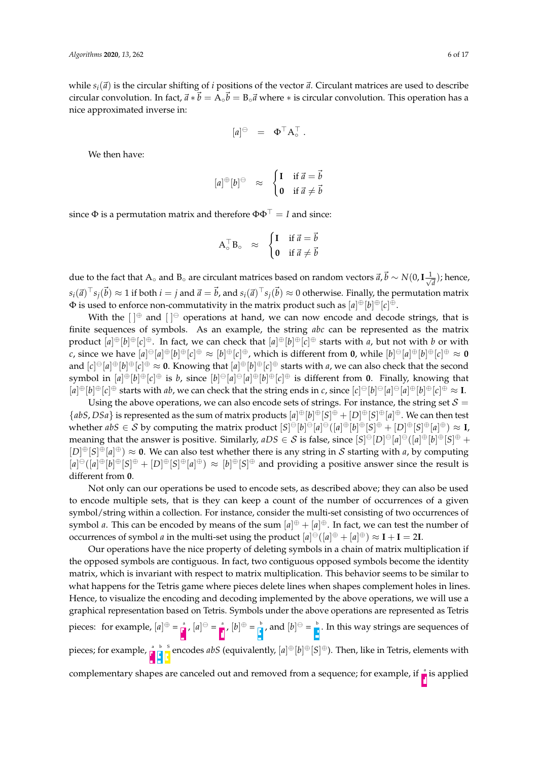while $s_i(\vec{a})$ is the circular shifting of $i$ positions of the vector $\vec{a}$. Circulant matrices are used to describe circular convolution. In fact, $\vec{a} * \vec{b} = \mathrm{A}_\circ \vec{b} = \mathrm{B}_\circ \vec{a}$ where $*$ is circular convolution. This operation has a nice approximated inverse in:

$$[a]^{\ominus} \quad = \quad \Phi^\top \mathrm{A}_\circ^\top \, .$$

We then have:

$$[a]^{\oplus}[b]^{\ominus} \quad \approx \quad \begin{cases} \mathbf{I} & \text{if } \vec{a} = \vec{b} \\ \mathbf{0} & \text{if } \vec{a} \neq \vec{b} \end{cases}$$

since $\Phi$ is a permutation matrix and therefore $\Phi\Phi^\top = I$ and since:

$$\mathrm{A}_\circ^\top \mathrm{B}_\circ \quad \approx \quad \begin{cases} \mathbf{I} & \text{if } \vec{a} = \vec{b} \\ \mathbf{0} & \text{if } \vec{a} \neq \vec{b} \end{cases}$$

due to the fact that $\mathrm{A}_\circ$ and $\mathrm{B}_\circ$ are circulant matrices based on random vectors $\vec{a}, \vec{b} \sim N(0, \mathbf{I}\frac{1}{\sqrt{d}})$; hence, $s_i(\vec{a})^\top s_j(\vec{b}) \approx 1$ if both $i = j$ and $\vec{a} = \vec{b}$, and $s_i(\vec{a})^\top s_j(\vec{b}) \approx 0$ otherwise. Finally, the permutation matrix $\Phi$ is used to enforce non-commutativity in the matrix product such as $[a]^{\oplus}[b]^{\oplus}[c]^{\oplus}$.

With the $[\,]^{\oplus}$ and $[\,]^{\ominus}$ operations at hand, we can now encode and decode strings, that is finite sequences of symbols. As an example, the string $abc$ can be represented as the matrix product $[a]^{\oplus}[b]^{\oplus}[c]^{\oplus}$. In fact, we can check that $[a]^{\oplus}[b]^{\oplus}[c]^{\oplus}$ starts with $a$, but not with $b$ or with $c$, since we have $[a]^{\ominus}[a]^{\oplus}[b]^{\oplus}[c]^{\oplus} \approx [b]^{\oplus}[c]^{\oplus}$, which is different from $\mathbf{0}$, while $[b]^{\ominus}[a]^{\oplus}[b]^{\oplus}[c]^{\oplus} \approx \mathbf{0}$ and $[c]^{\ominus}[a]^{\oplus}[b]^{\oplus}[c]^{\oplus} \approx \mathbf{0}$. Knowing that $[a]^{\oplus}[b]^{\oplus}[c]^{\oplus}$ starts with $a$, we can also check that the second symbol in $[a]^{\oplus}[b]^{\oplus}[c]^{\oplus}$ is $b$, since $[b]^{\ominus}[a]^{\ominus}[a]^{\oplus}[b]^{\oplus}[c]^{\oplus}$ is different from $\mathbf{0}$. Finally, knowing that $[a]^{\oplus}[b]^{\oplus}[c]^{\oplus}$ starts with $ab$, we can check that the string ends in $c$, since $[c]^{\ominus}[b]^{\ominus}[a]^{\ominus}[a]^{\oplus}[b]^{\oplus}[c]^{\oplus} \approx \mathbf{I}$.

Using the above operations, we can also encode sets of strings. For instance, the string set $\mathcal{S} = \{abS, DSa\}$ is represented as the sum of matrix products $[a]^{\oplus}[b]^{\oplus}[S]^{\oplus} + [D]^{\oplus}[S]^{\oplus}[a]^{\oplus}$. We can then test whether $abS \in \mathcal{S}$ by computing the matrix product $[S]^{\ominus}[b]^{\ominus}[a]^{\ominus}([a]^{\oplus}[b]^{\oplus}[S]^{\oplus} + [D]^{\oplus}[S]^{\oplus}[a]^{\oplus}) \approx \mathbf{I}$, meaning that the answer is positive. Similarly, $aDS \in \mathcal{S}$ is false, since $[S]^{\ominus}[D]^{\ominus}[a]^{\ominus}([a]^{\oplus}[b]^{\oplus}[S]^{\oplus} + [D]^{\oplus}[S]^{\oplus}[a]^{\oplus}) \approx \mathbf{0}$. We can also test whether there is any string in $\mathcal{S}$ starting with $a$, by computing $[a]^{\ominus}([a]^{\oplus}[b]^{\oplus}[S]^{\oplus} + [D]^{\oplus}[S]^{\oplus}[a]^{\oplus}) \approx [b]^{\oplus}[S]^{\oplus}$ and providing a positive answer since the result is different from $\mathbf{0}$.

Not only can our operations be used to encode sets, as described above; they can also be used to encode multiple sets, that is they can keep a count of the number of occurrences of a given symbol/string within a collection. For instance, consider the multi-set consisting of two occurrences of symbol $a$. This can be encoded by means of the sum $[a]^{\oplus} + [a]^{\oplus}$. In fact, we can test the number of occurrences of symbol $a$ in the multi-set using the product $[a]^{\ominus}([a]^{\oplus} + [a]^{\oplus}) \approx \mathbf{I} + \mathbf{I} = 2\mathbf{I}$.

Our operations have the nice property of deleting symbols in a chain of matrix multiplication if the opposed symbols are contiguous. In fact, two contiguous opposed symbols become the identity matrix, which is invariant with respect to matrix multiplication. This behavior seems to be similar to what happens for the Tetris game where pieces delete lines when shapes complement holes in lines. Hence, to visualize the encoding and decoding implemented by the above operations, we will use a graphical representation based on Tetris. Symbols under the above operations are represented as Tetris pieces: for example, $[a]^{\oplus} =$ a, $[a]^{\ominus} =$ a, $[b]^{\oplus} =$ b, and $[b]^{\ominus} =$ b. In this way strings are sequences of pieces; for example, a b S encodes $abS$ (equivalently, $[a]^{\oplus}[b]^{\oplus}[S]^{\oplus}$). Then, like in Tetris, elements with complementary shapes are canceled out and removed from a sequence; for example, if a is applied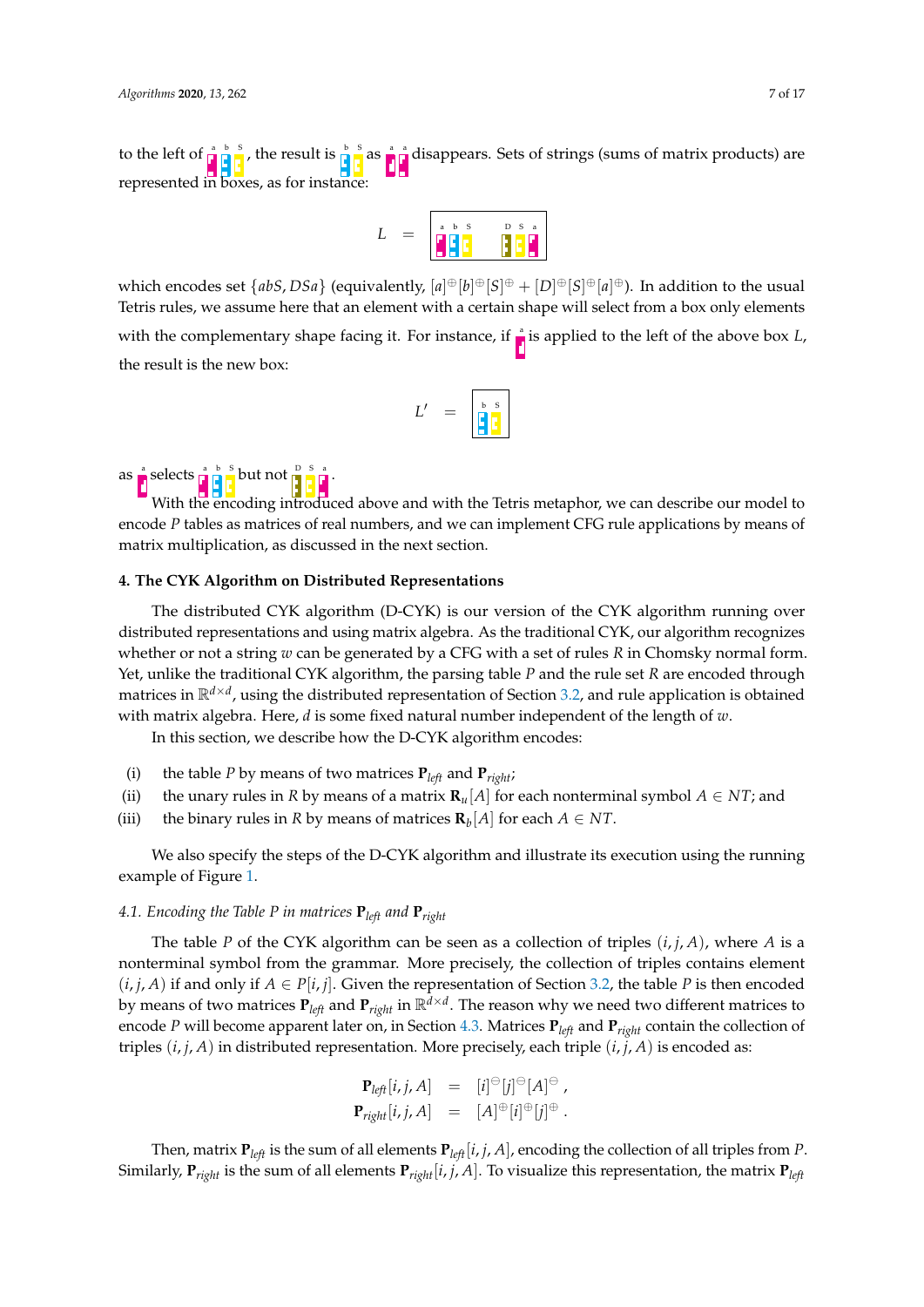to the left of a b S, the result is b S as a a disappears. Sets of strings (sums of matrix products) are represented in boxes, as for instance:

$$L = \boxed{abS \quad DSa}$$

which encodes set $\{abS, DSa\}$ (equivalently, $[a]^{\oplus}[b]^{\oplus}[S]^{\oplus} + [D]^{\oplus}[S]^{\oplus}[a]^{\oplus}$). In addition to the usual Tetris rules, we assume here that an element with a certain shape will select from a box only elements with the complementary shape facing it. For instance, if a is applied to the left of the above box $L$, the result is the new box:

$$L' = \boxed{bS}$$

as a selects a b S but not D S a.

With the encoding introduced above and with the Tetris metaphor, we can describe our model to encode $P$ tables as matrices of real numbers, and we can implement CFG rule applications by means of matrix multiplication, as discussed in the next section.

## 4. The CYK Algorithm on Distributed Representations

The distributed CYK algorithm (D-CYK) is our version of the CYK algorithm running over distributed representations and using matrix algebra. As the traditional CYK, our algorithm recognizes whether or not a string $w$ can be generated by a CFG with a set of rules $R$ in Chomsky normal form. Yet, unlike the traditional CYK algorithm, the parsing table $P$ and the rule set $R$ are encoded through matrices in $\mathbb{R}^{d \times d}$, using the distributed representation of Section 3.2, and rule application is obtained with matrix algebra. Here, $d$ is some fixed natural number independent of the length of $w$.

In this section, we describe how the D-CYK algorithm encodes:

(i) the table $P$ by means of two matrices $\mathbf{P}_{left}$ and $\mathbf{P}_{right}$;
(ii) the unary rules in $R$ by means of a matrix $\mathbf{R}_u[A]$ for each nonterminal symbol $A \in NT$; and
(iii) the binary rules in $R$ by means of matrices $\mathbf{R}_b[A]$ for each $A \in NT$.

We also specify the steps of the D-CYK algorithm and illustrate its execution using the running example of Figure 1.

### 4.1. Encoding the Table $P$ in matrices $\mathbf{P}_{left}$ and $\mathbf{P}_{right}$

The table $P$ of the CYK algorithm can be seen as a collection of triples $(i, j, A)$, where $A$ is a nonterminal symbol from the grammar. More precisely, the collection of triples contains element $(i, j, A)$ if and only if $A \in P[i, j]$. Given the representation of Section 3.2, the table $P$ is then encoded by means of two matrices $\mathbf{P}_{left}$ and $\mathbf{P}_{right}$ in $\mathbb{R}^{d \times d}$. The reason why we need two different matrices to encode $P$ will become apparent later on, in Section 4.3. Matrices $\mathbf{P}_{left}$ and $\mathbf{P}_{right}$ contain the collection of triples $(i, j, A)$ in distributed representation. More precisely, each triple $(i, j, A)$ is encoded as:

$$\mathbf{P}_{left}[i, j, A] = [i]^{\ominus}[j]^{\ominus}[A]^{\ominus},$$
$$\mathbf{P}_{right}[i, j, A] = [A]^{\oplus}[i]^{\oplus}[j]^{\oplus}.$$

Then, matrix $\mathbf{P}_{left}$ is the sum of all elements $\mathbf{P}_{left}[i, j, A]$, encoding the collection of all triples from $P$. Similarly, $\mathbf{P}_{right}$ is the sum of all elements $\mathbf{P}_{right}[i, j, A]$. To visualize this representation, the matrix $\mathbf{P}_{left}$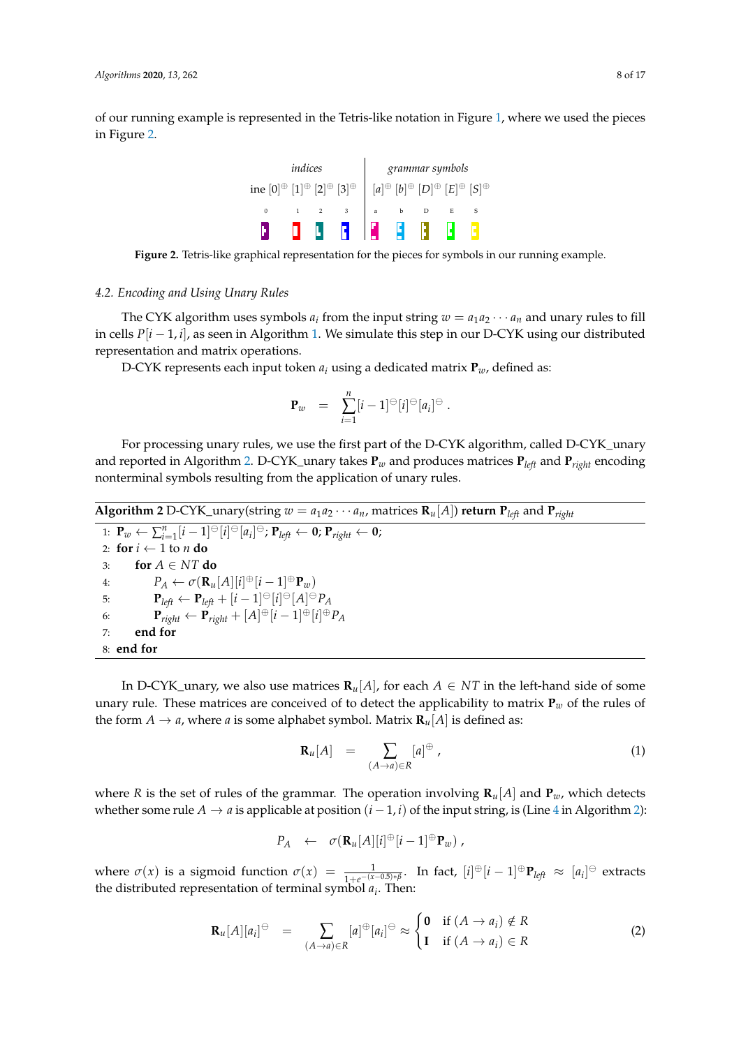of our running example is represented in the Tetris-like notation in Figure 1, where we used the pieces in Figure 2.

| *indices* | | | | *grammar symbols* | | | | |
|---|---|---|---|---|---|---|---|---|
| ine $[0]^\oplus$ | $[1]^\oplus$ | $[2]^\oplus$ | $[3]^\oplus$ | $[a]^\oplus$ | $[b]^\oplus$ | $[D]^\oplus$ | $[E]^\oplus$ | $[S]^\oplus$ |
| 0 | 1 | 2 | 3 | a | b | D | E | S |

**Figure 2.** Tetris-like graphical representation for the pieces for symbols in our running example.

### 4.2. Encoding and Using Unary Rules

The CYK algorithm uses symbols $a_i$ from the input string $w = a_1 a_2 \cdots a_n$ and unary rules to fill in cells $P[i-1, i]$, as seen in Algorithm 1. We simulate this step in our D-CYK using our distributed representation and matrix operations.

D-CYK represents each input token $a_i$ using a dedicated matrix $\mathbf{P}_w$, defined as:

$$\mathbf{P}_w \quad = \quad \sum_{i=1}^{n} [i-1]^\ominus [i]^\ominus [a_i]^\ominus \, .$$

For processing unary rules, we use the first part of the D-CYK algorithm, called D-CYK_unary and reported in Algorithm 2. D-CYK_unary takes $\mathbf{P}_w$ and produces matrices $\mathbf{P}_{left}$ and $\mathbf{P}_{right}$ encoding nonterminal symbols resulting from the application of unary rules.

**Algorithm 2** D-CYK_unary(string $w = a_1 a_2 \cdots a_n$, matrices $\mathbf{R}_u[A]$) **return** $\mathbf{P}_{left}$ and $\mathbf{P}_{right}$

```
1: P_w ← Σ_{i=1}^{n} [i−1]^⊖ [i]^⊖ [a_i]^⊖; P_left ← 0; P_right ← 0;
2: for i ← 1 to n do
3:     for A ∈ NT do
4:         P_A ← σ(R_u[A][i]^⊕ [i−1]^⊕ P_w)
5:         P_left ← P_left + [i−1]^⊖ [i]^⊖ [A]^⊖ P_A
6:         P_right ← P_right + [A]^⊕ [i−1]^⊕ [i]^⊕ P_A
7:     end for
8: end for
```

In D-CYK_unary, we also use matrices $\mathbf{R}_u[A]$, for each $A \in NT$ in the left-hand side of some unary rule. These matrices are conceived of to detect the applicability to matrix $\mathbf{P}_w$ of the rules of the form $A \rightarrow a$, where $a$ is some alphabet symbol. Matrix $\mathbf{R}_u[A]$ is defined as:

$$\mathbf{R}_u[A] \quad = \quad \sum_{(A \rightarrow a) \in R} [a]^\oplus \, , \tag{1}$$

where $R$ is the set of rules of the grammar. The operation involving $\mathbf{R}_u[A]$ and $\mathbf{P}_w$, which detects whether some rule $A \rightarrow a$ is applicable at position $(i-1, i)$ of the input string, is (Line 4 in Algorithm 2):

$$P_A \quad \leftarrow \quad \sigma(\mathbf{R}_u[A][i]^\oplus [i-1]^\oplus \mathbf{P}_w) \, ,$$

where $\sigma(x)$ is a sigmoid function $\sigma(x) = \frac{1}{1+e^{-(x-0.5)*\beta}}$. In fact, $[i]^\oplus [i-1]^\oplus \mathbf{P}_{left} \approx [a_i]^\ominus$ extracts the distributed representation of terminal symbol $a_i$. Then:

$$\mathbf{R}_u[A][a_i]^\ominus \quad = \quad \sum_{(A \rightarrow a) \in R} [a]^\oplus [a_i]^\ominus \approx \begin{cases} \mathbf{0} & \text{if } (A \rightarrow a_i) \notin R \\ \mathbf{I} & \text{if } (A \rightarrow a_i) \in R \end{cases} \tag{2}$$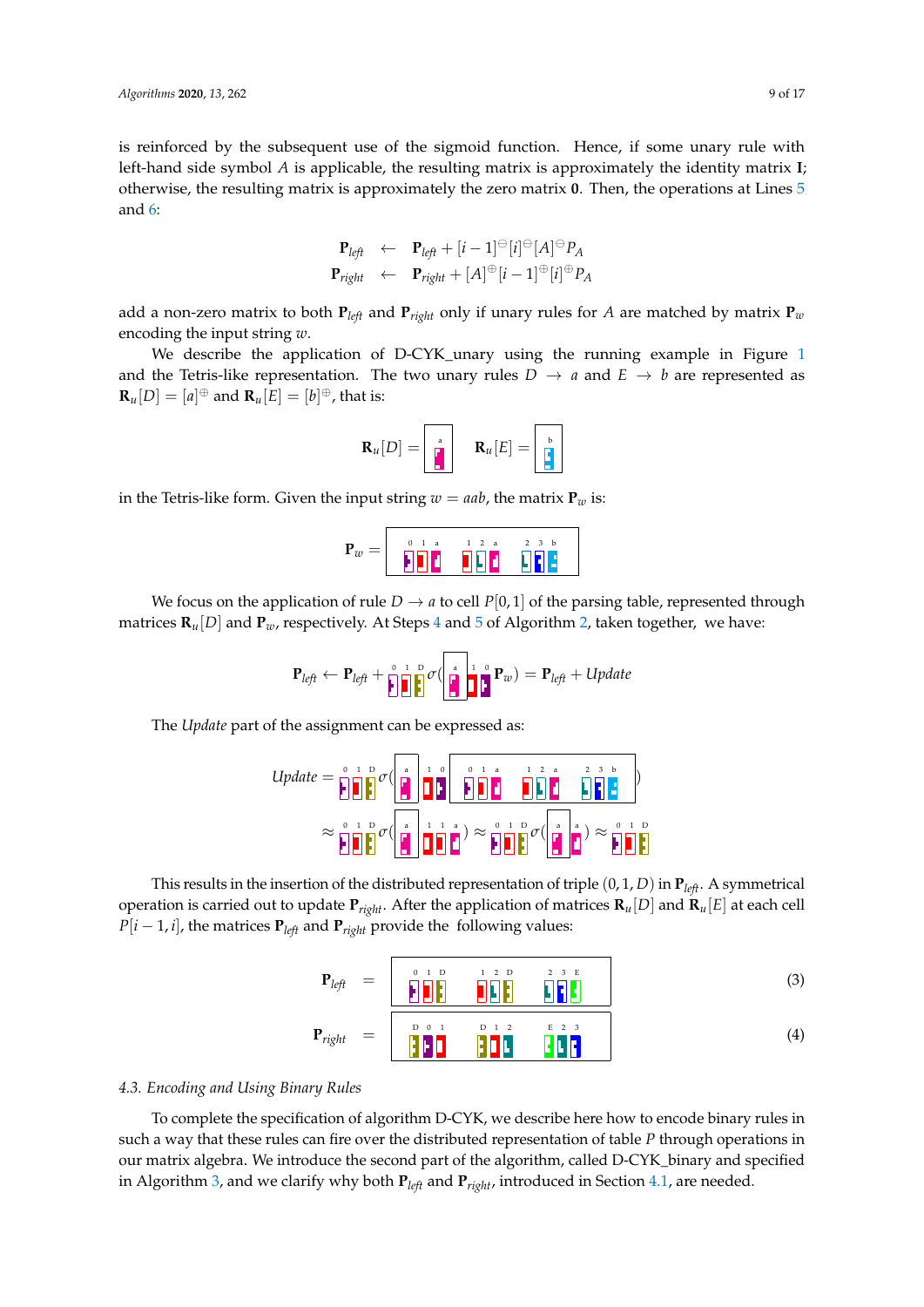is reinforced by the subsequent use of the sigmoid function. Hence, if some unary rule with left-hand side symbol $A$ is applicable, the resulting matrix is approximately the identity matrix $\mathbf{I}$; otherwise, the resulting matrix is approximately the zero matrix $\mathbf{0}$. Then, the operations at Lines 5 and 6:

$$
\begin{aligned}
\mathbf{P}_{left} &\leftarrow \mathbf{P}_{left} + [i-1]^{\ominus}[i]^{\ominus}[A]^{\ominus}P_A \\
\mathbf{P}_{right} &\leftarrow \mathbf{P}_{right} + [A]^{\oplus}[i-1]^{\oplus}[i]^{\oplus}P_A
\end{aligned}
$$

add a non-zero matrix to both $\mathbf{P}_{left}$ and $\mathbf{P}_{right}$ only if unary rules for $A$ are matched by matrix $\mathbf{P}_w$ encoding the input string $w$.

We describe the application of D-CYK_unary using the running example in Figure 1 and the Tetris-like representation. The two unary rules $D \rightarrow a$ and $E \rightarrow b$ are represented as $\mathbf{R}_u[D] = [a]^{\oplus}$ and $\mathbf{R}_u[E] = [b]^{\oplus}$, that is:

$$\mathbf{R}_u[D] = \boxed{a} \qquad \mathbf{R}_u[E] = \boxed{b}$$

in the Tetris-like form. Given the input string $w = aab$, the matrix $\mathbf{P}_w$ is:

$$\mathbf{P}_w = \boxed{0\ 1\ a \quad 1\ 2\ a \quad 2\ 3\ b}$$

We focus on the application of rule $D \rightarrow a$ to cell $P[0,1]$ of the parsing table, represented through matrices $\mathbf{R}_u[D]$ and $\mathbf{P}_w$, respectively. At Steps 4 and 5 of Algorithm 2, taken together, we have:

$$\mathbf{P}_{left} \leftarrow \mathbf{P}_{left} + {0\ 1\ D}\,\sigma(\boxed{a}\ {1\ 0}\ \mathbf{P}_w) = \mathbf{P}_{left} + Update$$

The *Update* part of the assignment can be expressed as:

$$
\begin{aligned}
Update &= {0\ 1\ D}\,\sigma(\boxed{a}\ {1\ 0}\ \boxed{0\ 1\ a \quad 1\ 2\ a \quad 2\ 3\ b}) \\
&\approx {0\ 1\ D}\,\sigma(\boxed{a}\ {1\ 1\ a}) \approx {0\ 1\ D}\,\sigma(\boxed{a}\ {a}) \approx {0\ 1\ D}
\end{aligned}
$$

This results in the insertion of the distributed representation of triple $(0,1,D)$ in $\mathbf{P}_{left}$. A symmetrical operation is carried out to update $\mathbf{P}_{right}$. After the application of matrices $\mathbf{R}_u[D]$ and $\mathbf{R}_u[E]$ at each cell $P[i-1,i]$, the matrices $\mathbf{P}_{left}$ and $\mathbf{P}_{right}$ provide the following values:

$$\mathbf{P}_{left} = \boxed{0\ 1\ D \quad 1\ 2\ D \quad 2\ 3\ E} \tag{3}$$

$$\mathbf{P}_{right} = \boxed{D\ 0\ 1 \quad D\ 1\ 2 \quad E\ 2\ 3} \tag{4}$$

### 4.3. Encoding and Using Binary Rules

To complete the specification of algorithm D-CYK, we describe here how to encode binary rules in such a way that these rules can fire over the distributed representation of table $P$ through operations in our matrix algebra. We introduce the second part of the algorithm, called D-CYK_binary and specified in Algorithm 3, and we clarify why both $\mathbf{P}_{left}$ and $\mathbf{P}_{right}$, introduced in Section 4.1, are needed.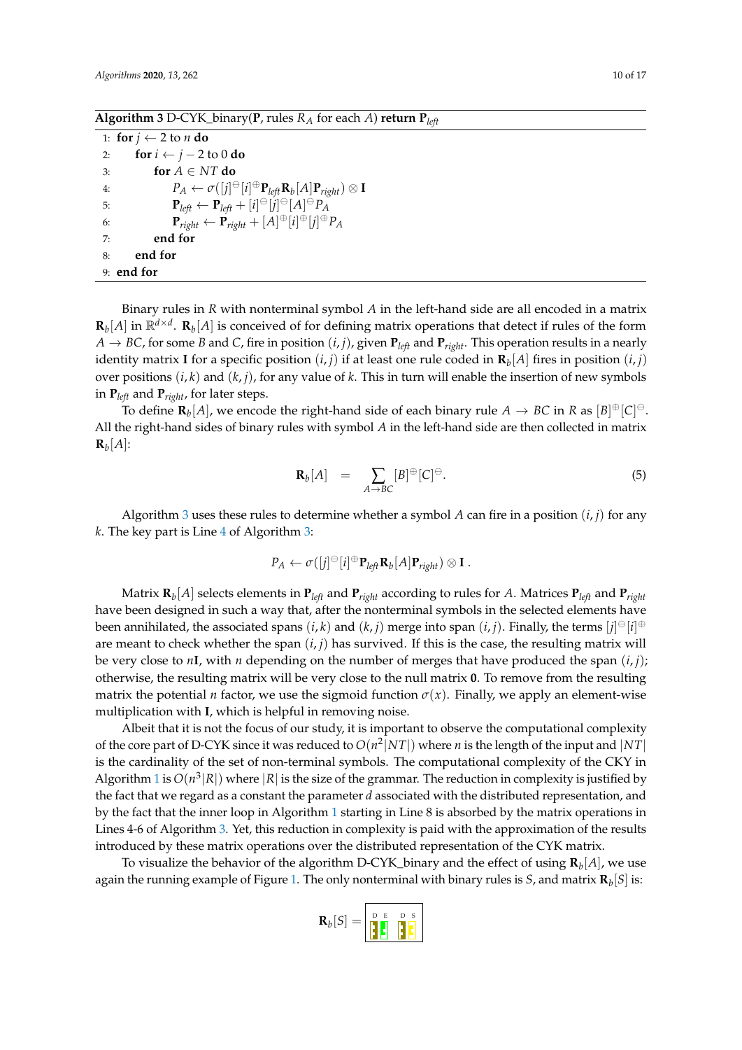**Algorithm 3** D-CYK_binary($\mathbf{P}$, rules $R_A$ for each $A$) **return** $\mathbf{P}_{left}$

```
1: for j ← 2 to n do
2:     for i ← j − 2 to 0 do
3:         for A ∈ NT do
4:             P_A ← σ([j]^⊖[i]^⊕ P_left R_b[A] P_right) ⊗ I
5:             P_left ← P_left + [i]^⊖[j]^⊖[A]^⊖ P_A
6:             P_right ← P_right + [A]^⊕[i]^⊕[j]^⊕ P_A
7:         end for
8:     end for
9: end for
```

Binary rules in $R$ with nonterminal symbol $A$ in the left-hand side are all encoded in a matrix $\mathbf{R}_b[A]$ in $\mathbb{R}^{d \times d}$. $\mathbf{R}_b[A]$ is conceived of for defining matrix operations that detect if rules of the form $A \to BC$, for some $B$ and $C$, fire in position $(i, j)$, given $\mathbf{P}_{left}$ and $\mathbf{P}_{right}$. This operation results in a nearly identity matrix $\mathbf{I}$ for a specific position $(i, j)$ if at least one rule coded in $\mathbf{R}_b[A]$ fires in position $(i, j)$ over positions $(i, k)$ and $(k, j)$, for any value of $k$. This in turn will enable the insertion of new symbols in $\mathbf{P}_{left}$ and $\mathbf{P}_{right}$, for later steps.

To define $\mathbf{R}_b[A]$, we encode the right-hand side of each binary rule $A \to BC$ in $R$ as $[B]^{\oplus}[C]^{\ominus}$. All the right-hand sides of binary rules with symbol $A$ in the left-hand side are then collected in matrix $\mathbf{R}_b[A]$:

$$\mathbf{R}_b[A] \quad = \quad \sum_{A \to BC} [B]^{\oplus}[C]^{\ominus}. \tag{5}$$

Algorithm 3 uses these rules to determine whether a symbol $A$ can fire in a position $(i, j)$ for any $k$. The key part is Line 4 of Algorithm 3:

$$P_A \leftarrow \sigma([j]^{\ominus}[i]^{\oplus}\mathbf{P}_{left}\mathbf{R}_b[A]\mathbf{P}_{right}) \otimes \mathbf{I}\ .$$

Matrix $\mathbf{R}_b[A]$ selects elements in $\mathbf{P}_{left}$ and $\mathbf{P}_{right}$ according to rules for $A$. Matrices $\mathbf{P}_{left}$ and $\mathbf{P}_{right}$ have been designed in such a way that, after the nonterminal symbols in the selected elements have been annihilated, the associated spans $(i, k)$ and $(k, j)$ merge into span $(i, j)$. Finally, the terms $[j]^{\ominus}[i]^{\oplus}$ are meant to check whether the span $(i, j)$ has survived. If this is the case, the resulting matrix will be very close to $n\mathbf{I}$, with $n$ depending on the number of merges that have produced the span $(i, j)$; otherwise, the resulting matrix will be very close to the null matrix $\mathbf{0}$. To remove from the resulting matrix the potential $n$ factor, we use the sigmoid function $\sigma(x)$. Finally, we apply an element-wise multiplication with $\mathbf{I}$, which is helpful in removing noise.

Albeit that it is not the focus of our study, it is important to observe the computational complexity of the core part of D-CYK since it was reduced to $O(n^2|NT|)$ where $n$ is the length of the input and $|NT|$ is the cardinality of the set of non-terminal symbols. The computational complexity of the CKY in Algorithm 1 is $O(n^3|R|)$ where $|R|$ is the size of the grammar. The reduction in complexity is justified by the fact that we regard as a constant the parameter $d$ associated with the distributed representation, and by the fact that the inner loop in Algorithm 1 starting in Line 8 is absorbed by the matrix operations in Lines 4-6 of Algorithm 3. Yet, this reduction in complexity is paid with the approximation of the results introduced by these matrix operations over the distributed representation of the CYK matrix.

To visualize the behavior of the algorithm D-CYK_binary and the effect of using $\mathbf{R}_b[A]$, we use again the running example of Figure 1. The only nonterminal with binary rules is $S$, and matrix $\mathbf{R}_b[S]$ is:

$\mathbf{R}_b[S] =$ [D E D S]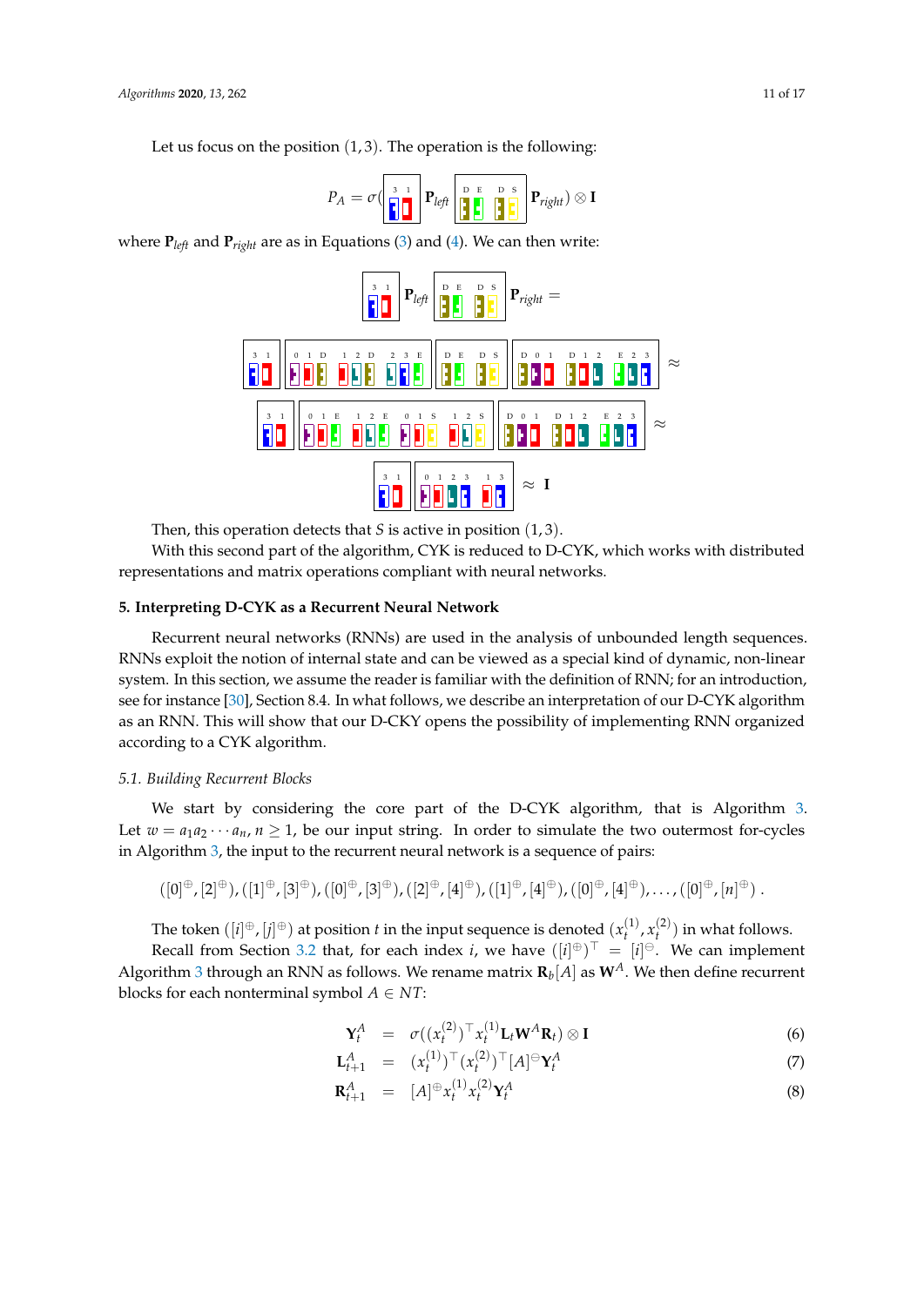Let us focus on the position $(1, 3)$. The operation is the following:

$$P_A = \sigma( \boxed{\cdots} \, \mathbf{P}_{left} \, \boxed{\cdots} \, \mathbf{P}_{right}) \otimes \mathbf{I}$$

where $\mathbf{P}_{left}$ and $\mathbf{P}_{right}$ are as in Equations (3) and (4). We can then write:

$$\boxed{\cdots} \, \mathbf{P}_{left} \, \boxed{\cdots} \, \mathbf{P}_{right} =$$

$$\boxed{\cdots} \, \boxed{\cdots} \, \boxed{\cdots} \, \boxed{\cdots} \approx$$

$$\boxed{\cdots} \, \boxed{\cdots} \, \boxed{\cdots} \approx$$

$$\boxed{\cdots} \, \boxed{\cdots} \approx \mathbf{I}$$

Then, this operation detects that $S$ is active in position $(1, 3)$.

With this second part of the algorithm, CYK is reduced to D-CYK, which works with distributed representations and matrix operations compliant with neural networks.

## 5. Interpreting D-CYK as a Recurrent Neural Network

Recurrent neural networks (RNNs) are used in the analysis of unbounded length sequences. RNNs exploit the notion of internal state and can be viewed as a special kind of dynamic, non-linear system. In this section, we assume the reader is familiar with the definition of RNN; for an introduction, see for instance [30], Section 8.4. In what follows, we describe an interpretation of our D-CYK algorithm as an RNN. This will show that our D-CKY opens the possibility of implementing RNN organized according to a CYK algorithm.

### 5.1. Building Recurrent Blocks

We start by considering the core part of the D-CYK algorithm, that is Algorithm 3. Let $w = a_1 a_2 \cdots a_n$, $n \geq 1$, be our input string. In order to simulate the two outermost for-cycles in Algorithm 3, the input to the recurrent neural network is a sequence of pairs:

$$([0]^{\oplus}, [2]^{\oplus}), ([1]^{\oplus}, [3]^{\oplus}), ([0]^{\oplus}, [3]^{\oplus}), ([2]^{\oplus}, [4]^{\oplus}), ([1]^{\oplus}, [4]^{\oplus}), ([0]^{\oplus}, [4]^{\oplus}), \ldots, ([0]^{\oplus}, [n]^{\oplus}) .$$

The token $([i]^{\oplus}, [j]^{\oplus})$ at position $t$ in the input sequence is denoted $(x_t^{(1)}, x_t^{(2)})$ in what follows.

Recall from Section 3.2 that, for each index $i$, we have $([i]^{\oplus})^{\top} = [i]^{\ominus}$. We can implement Algorithm 3 through an RNN as follows. We rename matrix $\mathbf{R}_b[A]$ as $\mathbf{W}^A$. We then define recurrent blocks for each nonterminal symbol $A \in NT$:

$$\mathbf{Y}_t^A = \sigma((x_t^{(2)})^{\top} x_t^{(1)} \mathbf{L}_t \mathbf{W}^A \mathbf{R}_t) \otimes \mathbf{I} \quad (6)$$

$$\mathbf{L}_{t+1}^A = (x_t^{(1)})^{\top} (x_t^{(2)})^{\top} [A]^{\ominus} \mathbf{Y}_t^A \quad (7)$$

$$\mathbf{R}_{t+1}^A = [A]^{\oplus} x_t^{(1)} x_t^{(2)} \mathbf{Y}_t^A \quad (8)$$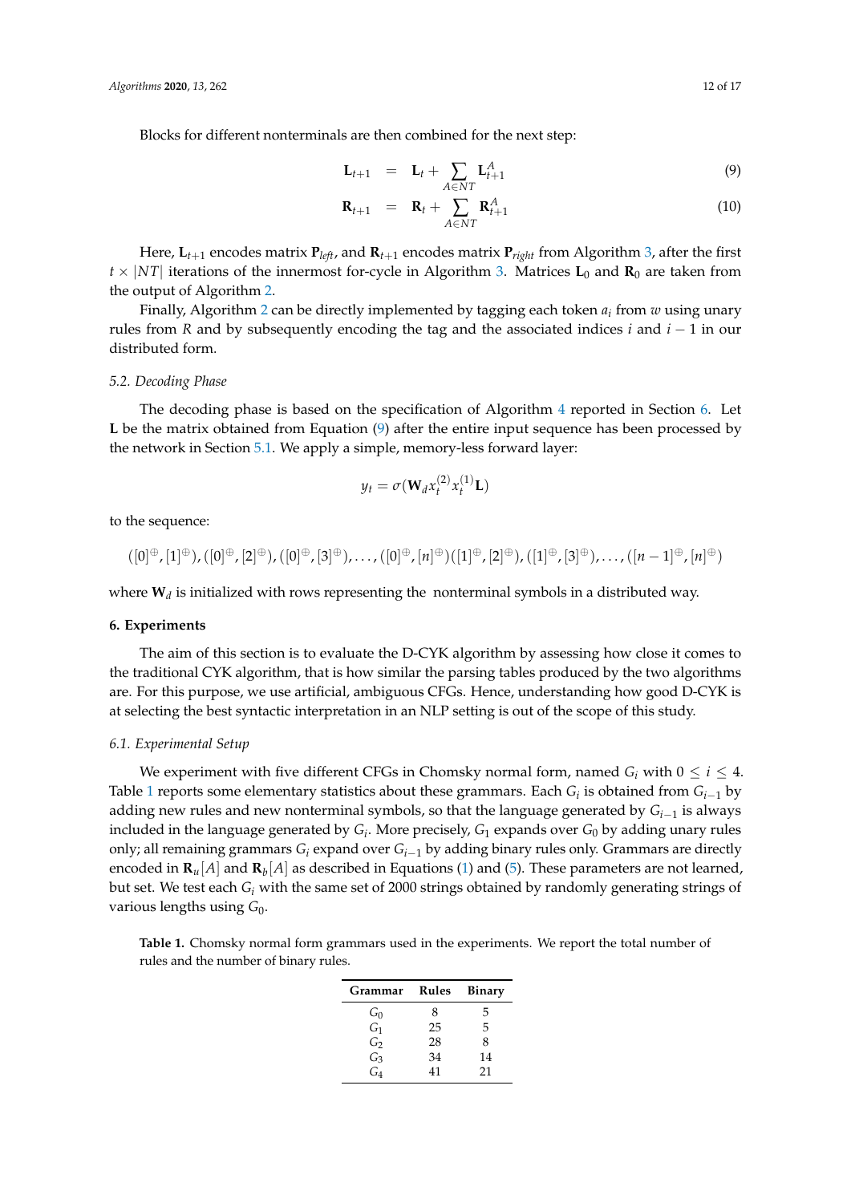Blocks for different nonterminals are then combined for the next step:

$$\mathbf{L}_{t+1} = \mathbf{L}_t + \sum_{A \in NT} \mathbf{L}^A_{t+1} \tag{9}$$

$$\mathbf{R}_{t+1} = \mathbf{R}_t + \sum_{A \in NT} \mathbf{R}^A_{t+1} \tag{10}$$

Here, $\mathbf{L}_{t+1}$ encodes matrix $\mathbf{P}_{left}$, and $\mathbf{R}_{t+1}$ encodes matrix $\mathbf{P}_{right}$ from Algorithm 3, after the first $t \times |NT|$ iterations of the innermost for-cycle in Algorithm 3. Matrices $\mathbf{L}_0$ and $\mathbf{R}_0$ are taken from the output of Algorithm 2.

Finally, Algorithm 2 can be directly implemented by tagging each token $a_i$ from $w$ using unary rules from $R$ and by subsequently encoding the tag and the associated indices $i$ and $i-1$ in our distributed form.

### 5.2. Decoding Phase

The decoding phase is based on the specification of Algorithm 4 reported in Section 6. Let $\mathbf{L}$ be the matrix obtained from Equation (9) after the entire input sequence has been processed by the network in Section 5.1. We apply a simple, memory-less forward layer:

$$y_t = \sigma(\mathbf{W}_d x_t^{(2)} x_t^{(1)} \mathbf{L})$$

to the sequence:

$$([0]^{\oplus}, [1]^{\oplus}), ([0]^{\oplus}, [2]^{\oplus}), ([0]^{\oplus}, [3]^{\oplus}), \ldots, ([0]^{\oplus}, [n]^{\oplus})([1]^{\oplus}, [2]^{\oplus}), ([1]^{\oplus}, [3]^{\oplus}), \ldots, ([n-1]^{\oplus}, [n]^{\oplus})$$

where $\mathbf{W}_d$ is initialized with rows representing the nonterminal symbols in a distributed way.

## 6. Experiments

The aim of this section is to evaluate the D-CYK algorithm by assessing how close it comes to the traditional CYK algorithm, that is how similar the parsing tables produced by the two algorithms are. For this purpose, we use artificial, ambiguous CFGs. Hence, understanding how good D-CYK is at selecting the best syntactic interpretation in an NLP setting is out of the scope of this study.

### 6.1. Experimental Setup

We experiment with five different CFGs in Chomsky normal form, named $G_i$ with $0 \leq i \leq 4$. Table 1 reports some elementary statistics about these grammars. Each $G_i$ is obtained from $G_{i-1}$ by adding new rules and new nonterminal symbols, so that the language generated by $G_{i-1}$ is always included in the language generated by $G_i$. More precisely, $G_1$ expands over $G_0$ by adding unary rules only; all remaining grammars $G_i$ expand over $G_{i-1}$ by adding binary rules only. Grammars are directly encoded in $\mathbf{R}_u[A]$ and $\mathbf{R}_b[A]$ as described in Equations (1) and (5). These parameters are not learned, but set. We test each $G_i$ with the same set of 2000 strings obtained by randomly generating strings of various lengths using $G_0$.

**Table 1.** Chomsky normal form grammars used in the experiments. We report the total number of rules and the number of binary rules.

| Grammar | Rules | Binary |
|---|---|---|
| $G_0$ | 8 | 5 |
| $G_1$ | 25 | 5 |
| $G_2$ | 28 | 8 |
| $G_3$ | 34 | 14 |
| $G_4$ | 41 | 21 |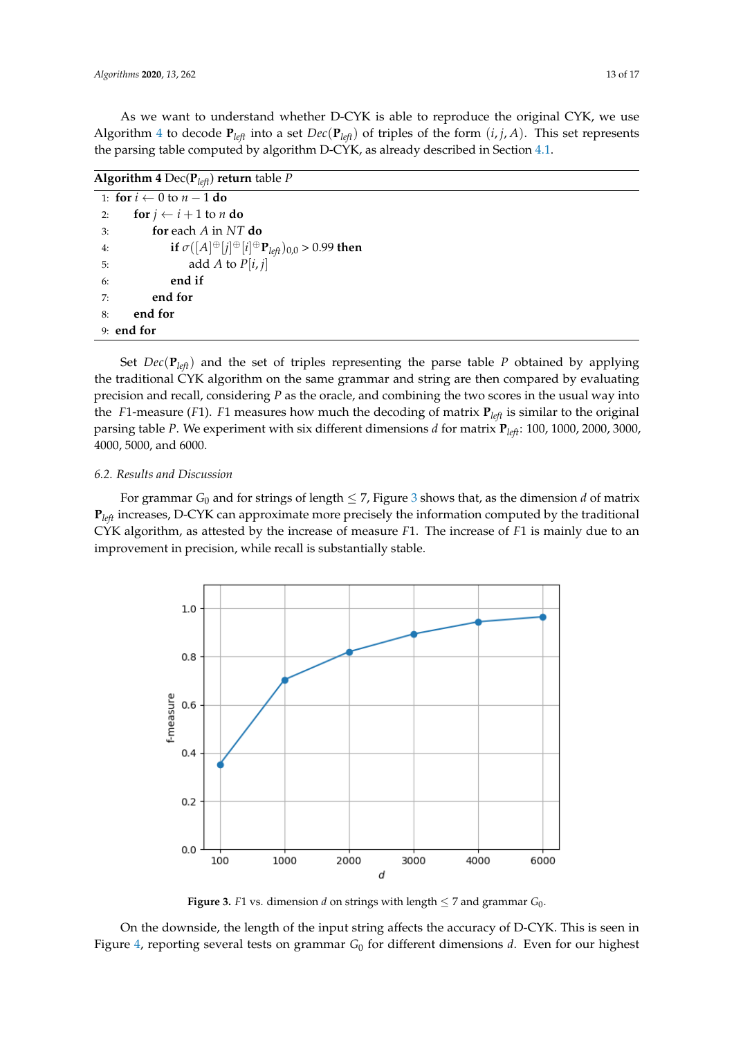As we want to understand whether D-CYK is able to reproduce the original CYK, we use Algorithm 4 to decode $\mathbf{P}_{left}$ into a set $Dec(\mathbf{P}_{left})$ of triples of the form $(i, j, A)$. This set represents the parsing table computed by algorithm D-CYK, as already described in Section 4.1.

**Algorithm 4** Dec($\mathbf{P}_{left}$) **return** table $P$

```
1: for i ← 0 to n − 1 do
2:    for j ← i + 1 to n do
3:       for each A in NT do
4:          if σ([A]^⊕[j]^⊕[i]^⊕P_left)_{0,0} > 0.99 then
5:             add A to P[i, j]
6:          end if
7:       end for
8:    end for
9: end for
```

Set $Dec(\mathbf{P}_{left})$ and the set of triples representing the parse table $P$ obtained by applying the traditional CYK algorithm on the same grammar and string are then compared by evaluating precision and recall, considering $P$ as the oracle, and combining the two scores in the usual way into the $F1$-measure ($F1$). $F1$ measures how much the decoding of matrix $\mathbf{P}_{left}$ is similar to the original parsing table $P$. We experiment with six different dimensions $d$ for matrix $\mathbf{P}_{left}$: 100, 1000, 2000, 3000, 4000, 5000, and 6000.

### 6.2. Results and Discussion

For grammar $G_0$ and for strings of length $\leq 7$, Figure 3 shows that, as the dimension $d$ of matrix $\mathbf{P}_{left}$ increases, D-CYK can approximate more precisely the information computed by the traditional CYK algorithm, as attested by the increase of measure $F1$. The increase of $F1$ is mainly due to an improvement in precision, while recall is substantially stable.

**Figure 3.** $F1$ vs. dimension $d$ on strings with length $\leq 7$ and grammar $G_0$.

On the downside, the length of the input string affects the accuracy of D-CYK. This is seen in Figure 4, reporting several tests on grammar $G_0$ for different dimensions $d$. Even for our highest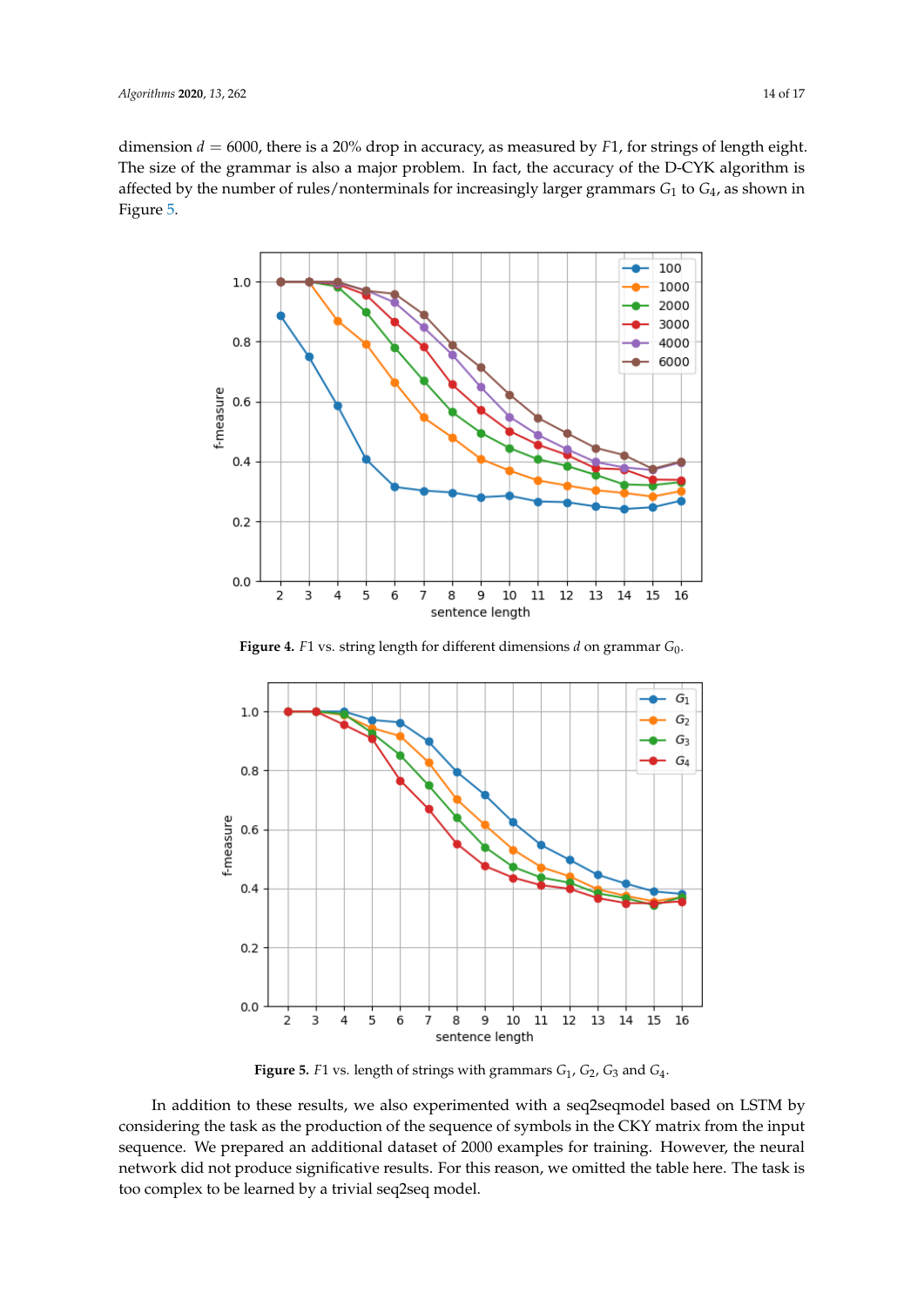dimension $d = 6000$, there is a 20% drop in accuracy, as measured by $F1$, for strings of length eight. The size of the grammar is also a major problem. In fact, the accuracy of the D-CYK algorithm is affected by the number of rules/nonterminals for increasingly larger grammars $G_1$ to $G_4$, as shown in Figure 5.

**Figure 4.** $F1$ vs. string length for different dimensions $d$ on grammar $G_0$.

**Figure 5.** $F1$ vs. length of strings with grammars $G_1$, $G_2$, $G_3$ and $G_4$.

In addition to these results, we also experimented with a seq2seqmodel based on LSTM by considering the task as the production of the sequence of symbols in the CKY matrix from the input sequence. We prepared an additional dataset of 2000 examples for training. However, the neural network did not produce significative results. For this reason, we omitted the table here. The task is too complex to be learned by a trivial seq2seq model.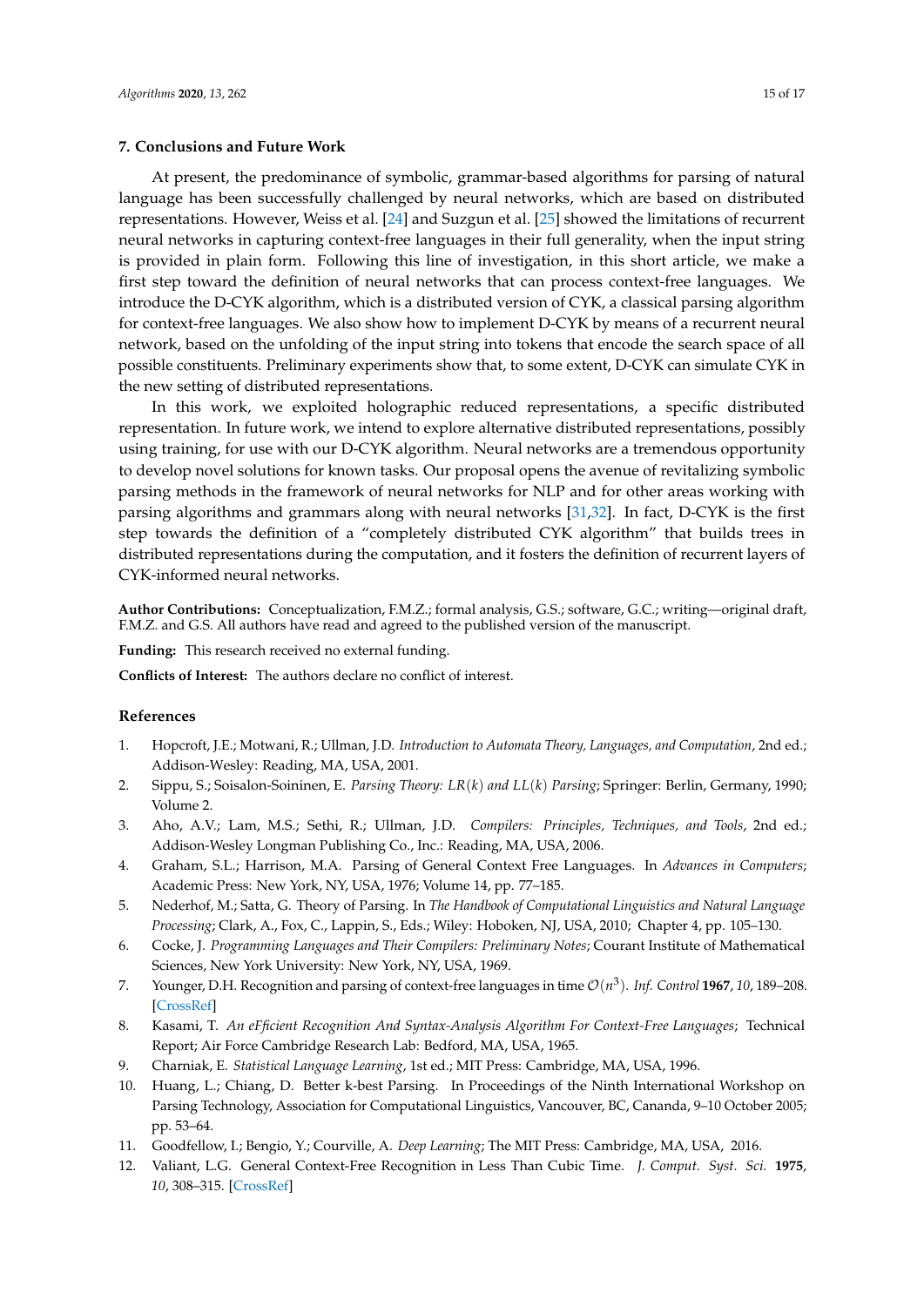## 7. Conclusions and Future Work

At present, the predominance of symbolic, grammar-based algorithms for parsing of natural language has been successfully challenged by neural networks, which are based on distributed representations. However, Weiss et al. [24] and Suzgun et al. [25] showed the limitations of recurrent neural networks in capturing context-free languages in their full generality, when the input string is provided in plain form. Following this line of investigation, in this short article, we make a first step toward the definition of neural networks that can process context-free languages. We introduce the D-CYK algorithm, which is a distributed version of CYK, a classical parsing algorithm for context-free languages. We also show how to implement D-CYK by means of a recurrent neural network, based on the unfolding of the input string into tokens that encode the search space of all possible constituents. Preliminary experiments show that, to some extent, D-CYK can simulate CYK in the new setting of distributed representations.

In this work, we exploited holographic reduced representations, a specific distributed representation. In future work, we intend to explore alternative distributed representations, possibly using training, for use with our D-CYK algorithm. Neural networks are a tremendous opportunity to develop novel solutions for known tasks. Our proposal opens the avenue of revitalizing symbolic parsing methods in the framework of neural networks for NLP and for other areas working with parsing algorithms and grammars along with neural networks [31,32]. In fact, D-CYK is the first step towards the definition of a "completely distributed CYK algorithm" that builds trees in distributed representations during the computation, and it fosters the definition of recurrent layers of CYK-informed neural networks.

**Author Contributions:** Conceptualization, F.M.Z.; formal analysis, G.S.; software, G.C.; writing—original draft, F.M.Z. and G.S. All authors have read and agreed to the published version of the manuscript.

**Funding:** This research received no external funding.

**Conflicts of Interest:** The authors declare no conflict of interest.

## References

1. Hopcroft, J.E.; Motwani, R.; Ullman, J.D. *Introduction to Automata Theory, Languages, and Computation*, 2nd ed.; Addison-Wesley: Reading, MA, USA, 2001.
2. Sippu, S.; Soisalon-Soininen, E. *Parsing Theory: LR(k) and LL(k) Parsing*; Springer: Berlin, Germany, 1990; Volume 2.
3. Aho, A.V.; Lam, M.S.; Sethi, R.; Ullman, J.D. *Compilers: Principles, Techniques, and Tools*, 2nd ed.; Addison-Wesley Longman Publishing Co., Inc.: Reading, MA, USA, 2006.
4. Graham, S.L.; Harrison, M.A. Parsing of General Context Free Languages. In *Advances in Computers*; Academic Press: New York, NY, USA, 1976; Volume 14, pp. 77–185.
5. Nederhof, M.; Satta, G. Theory of Parsing. In *The Handbook of Computational Linguistics and Natural Language Processing*; Clark, A., Fox, C., Lappin, S., Eds.; Wiley: Hoboken, NJ, USA, 2010; Chapter 4, pp. 105–130.
6. Cocke, J. *Programming Languages and Their Compilers: Preliminary Notes*; Courant Institute of Mathematical Sciences, New York University: New York, NY, USA, 1969.
7. Younger, D.H. Recognition and parsing of context-free languages in time $\mathcal{O}(n^3)$. *Inf. Control* **1967**, *10*, 189–208. [CrossRef]
8. Kasami, T. *An eFficient Recognition And Syntax-Analysis Algorithm For Context-Free Languages*; Technical Report; Air Force Cambridge Research Lab: Bedford, MA, USA, 1965.
9. Charniak, E. *Statistical Language Learning*, 1st ed.; MIT Press: Cambridge, MA, USA, 1996.
10. Huang, L.; Chiang, D. Better k-best Parsing. In Proceedings of the Ninth International Workshop on Parsing Technology, Association for Computational Linguistics, Vancouver, BC, Cananda, 9–10 October 2005; pp. 53–64.
11. Goodfellow, I.; Bengio, Y.; Courville, A. *Deep Learning*; The MIT Press: Cambridge, MA, USA, 2016.
12. Valiant, L.G. General Context-Free Recognition in Less Than Cubic Time. *J. Comput. Syst. Sci.* **1975**, *10*, 308–315. [CrossRef]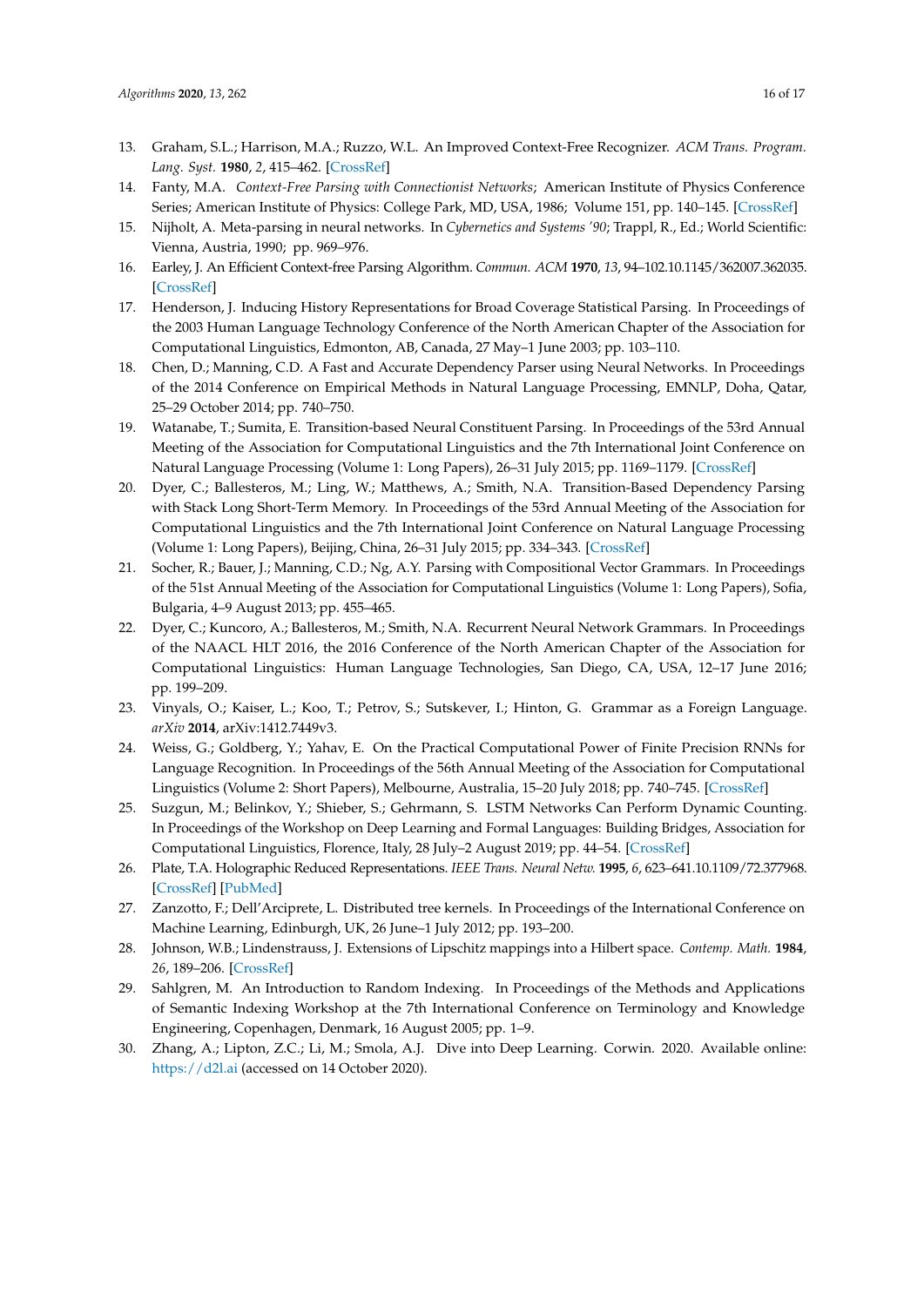13. Graham, S.L.; Harrison, M.A.; Ruzzo, W.L. An Improved Context-Free Recognizer. *ACM Trans. Program. Lang. Syst.* **1980**, *2*, 415–462. [CrossRef]
14. Fanty, M.A. *Context-Free Parsing with Connectionist Networks*; American Institute of Physics Conference Series; American Institute of Physics: College Park, MD, USA, 1986; Volume 151, pp. 140–145. [CrossRef]
15. Nijholt, A. Meta-parsing in neural networks. In *Cybernetics and Systems '90*; Trappl, R., Ed.; World Scientific: Vienna, Austria, 1990; pp. 969–976.
16. Earley, J. An Efficient Context-free Parsing Algorithm. *Commun. ACM* **1970**, *13*, 94–102.10.1145/362007.362035. [CrossRef]
17. Henderson, J. Inducing History Representations for Broad Coverage Statistical Parsing. In Proceedings of the 2003 Human Language Technology Conference of the North American Chapter of the Association for Computational Linguistics, Edmonton, AB, Canada, 27 May–1 June 2003; pp. 103–110.
18. Chen, D.; Manning, C.D. A Fast and Accurate Dependency Parser using Neural Networks. In Proceedings of the 2014 Conference on Empirical Methods in Natural Language Processing, EMNLP, Doha, Qatar, 25–29 October 2014; pp. 740–750.
19. Watanabe, T.; Sumita, E. Transition-based Neural Constituent Parsing. In Proceedings of the 53rd Annual Meeting of the Association for Computational Linguistics and the 7th International Joint Conference on Natural Language Processing (Volume 1: Long Papers), 26–31 July 2015; pp. 1169–1179. [CrossRef]
20. Dyer, C.; Ballesteros, M.; Ling, W.; Matthews, A.; Smith, N.A. Transition-Based Dependency Parsing with Stack Long Short-Term Memory. In Proceedings of the 53rd Annual Meeting of the Association for Computational Linguistics and the 7th International Joint Conference on Natural Language Processing (Volume 1: Long Papers), Beijing, China, 26–31 July 2015; pp. 334–343. [CrossRef]
21. Socher, R.; Bauer, J.; Manning, C.D.; Ng, A.Y. Parsing with Compositional Vector Grammars. In Proceedings of the 51st Annual Meeting of the Association for Computational Linguistics (Volume 1: Long Papers), Sofia, Bulgaria, 4–9 August 2013; pp. 455–465.
22. Dyer, C.; Kuncoro, A.; Ballesteros, M.; Smith, N.A. Recurrent Neural Network Grammars. In Proceedings of the NAACL HLT 2016, the 2016 Conference of the North American Chapter of the Association for Computational Linguistics: Human Language Technologies, San Diego, CA, USA, 12–17 June 2016; pp. 199–209.
23. Vinyals, O.; Kaiser, L.; Koo, T.; Petrov, S.; Sutskever, I.; Hinton, G. Grammar as a Foreign Language. *arXiv* **2014**, arXiv:1412.7449v3.
24. Weiss, G.; Goldberg, Y.; Yahav, E. On the Practical Computational Power of Finite Precision RNNs for Language Recognition. In Proceedings of the 56th Annual Meeting of the Association for Computational Linguistics (Volume 2: Short Papers), Melbourne, Australia, 15–20 July 2018; pp. 740–745. [CrossRef]
25. Suzgun, M.; Belinkov, Y.; Shieber, S.; Gehrmann, S. LSTM Networks Can Perform Dynamic Counting. In Proceedings of the Workshop on Deep Learning and Formal Languages: Building Bridges, Association for Computational Linguistics, Florence, Italy, 28 July–2 August 2019; pp. 44–54. [CrossRef]
26. Plate, T.A. Holographic Reduced Representations. *IEEE Trans. Neural Netw.* **1995**, *6*, 623–641.10.1109/72.377968. [CrossRef] [PubMed]
27. Zanzotto, F.; Dell'Arciprete, L. Distributed tree kernels. In Proceedings of the International Conference on Machine Learning, Edinburgh, UK, 26 June–1 July 2012; pp. 193–200.
28. Johnson, W.B.; Lindenstrauss, J. Extensions of Lipschitz mappings into a Hilbert space. *Contemp. Math.* **1984**, *26*, 189–206. [CrossRef]
29. Sahlgren, M. An Introduction to Random Indexing. In Proceedings of the Methods and Applications of Semantic Indexing Workshop at the 7th International Conference on Terminology and Knowledge Engineering, Copenhagen, Denmark, 16 August 2005; pp. 1–9.
30. Zhang, A.; Lipton, Z.C.; Li, M.; Smola, A.J. Dive into Deep Learning. Corwin. 2020. Available online: https://d2l.ai (accessed on 14 October 2020).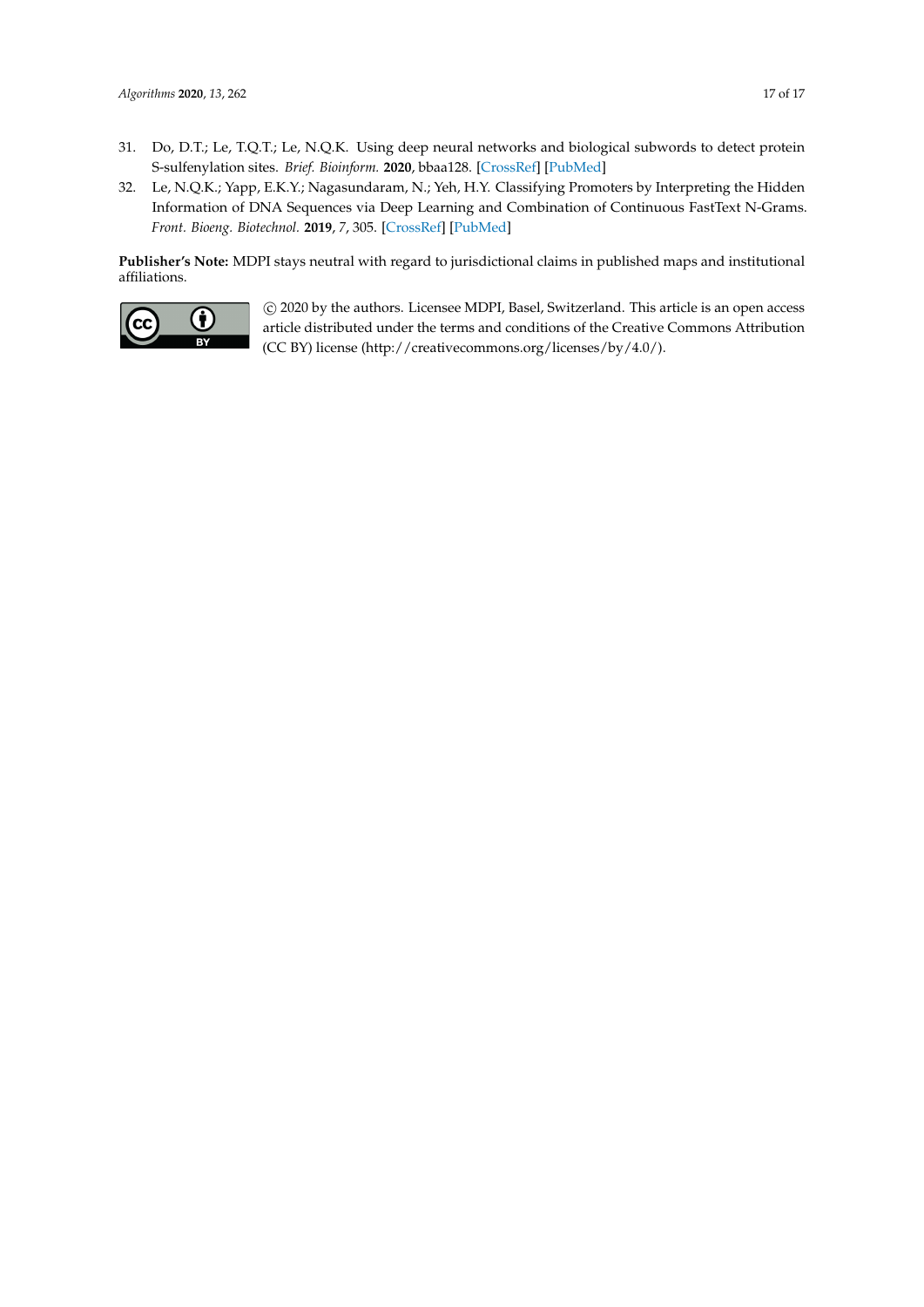31. Do, D.T.; Le, T.Q.T.; Le, N.Q.K. Using deep neural networks and biological subwords to detect protein S-sulfenylation sites. *Brief. Bioinform.* **2020**, bbaa128. [CrossRef] [PubMed]
32. Le, N.Q.K.; Yapp, E.K.Y.; Nagasundaram, N.; Yeh, H.Y. Classifying Promoters by Interpreting the Hidden Information of DNA Sequences via Deep Learning and Combination of Continuous FastText N-Grams. *Front. Bioeng. Biotechnol.* **2019**, *7*, 305. [CrossRef] [PubMed]

**Publisher's Note:** MDPI stays neutral with regard to jurisdictional claims in published maps and institutional affiliations.

© 2020 by the authors. Licensee MDPI, Basel, Switzerland. This article is an open access article distributed under the terms and conditions of the Creative Commons Attribution (CC BY) license (http://creativecommons.org/licenses/by/4.0/).